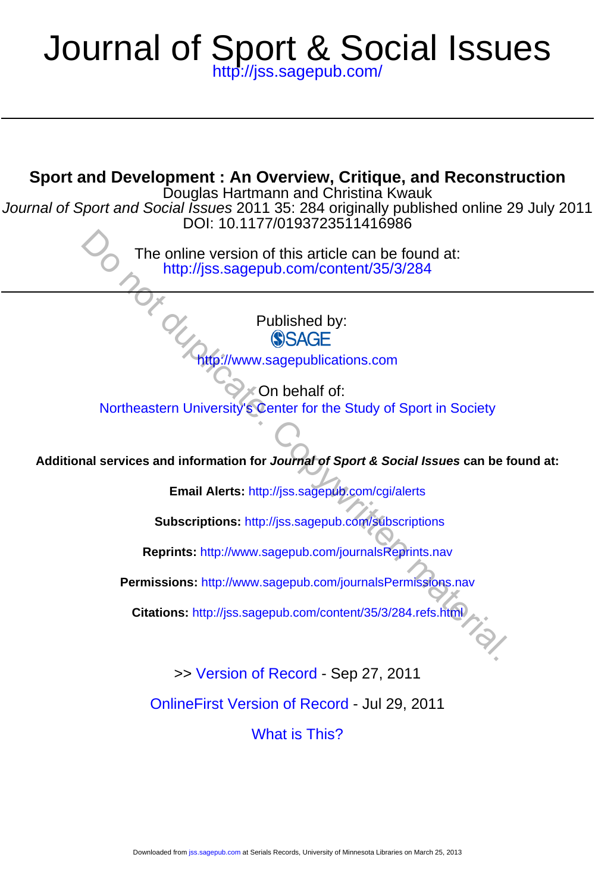# Journal of Sport & Social Issues

http://jss.sagepub.com/

---

## Sport and Development : An Overview, Critique, and Reconstruction

Douglas Hartmann and Christina Kwauk

*Journal of Sport and Social Issues* 2011 35: 284 originally published online 29 July 2011

DOI: 10.1177/0193723511416986

The online version of this article can be found at:

http://jss.sagepub.com/content/35/3/284

---

Published by:

SAGE

http://www.sagepublications.com

On behalf of:

Northeastern University's Center for the Study of Sport in Society

**Additional services and information for *Journal of Sport & Social Issues* can be found at:**

**Email Alerts:** http://jss.sagepub.com/cgi/alerts

**Subscriptions:** http://jss.sagepub.com/subscriptions

**Reprints:** http://www.sagepub.com/journalsReprints.nav

**Permissions:** http://www.sagepub.com/journalsPermissions.nav

**Citations:** http://jss.sagepub.com/content/35/3/284.refs.html

>> Version of Record - Sep 27, 2011

OnlineFirst Version of Record - Jul 29, 2011

What is This?

Do not duplicate. Copywritten material.

Downloaded from jss.sagepub.com at Serials Records, University of Minnesota Libraries on March 25, 2013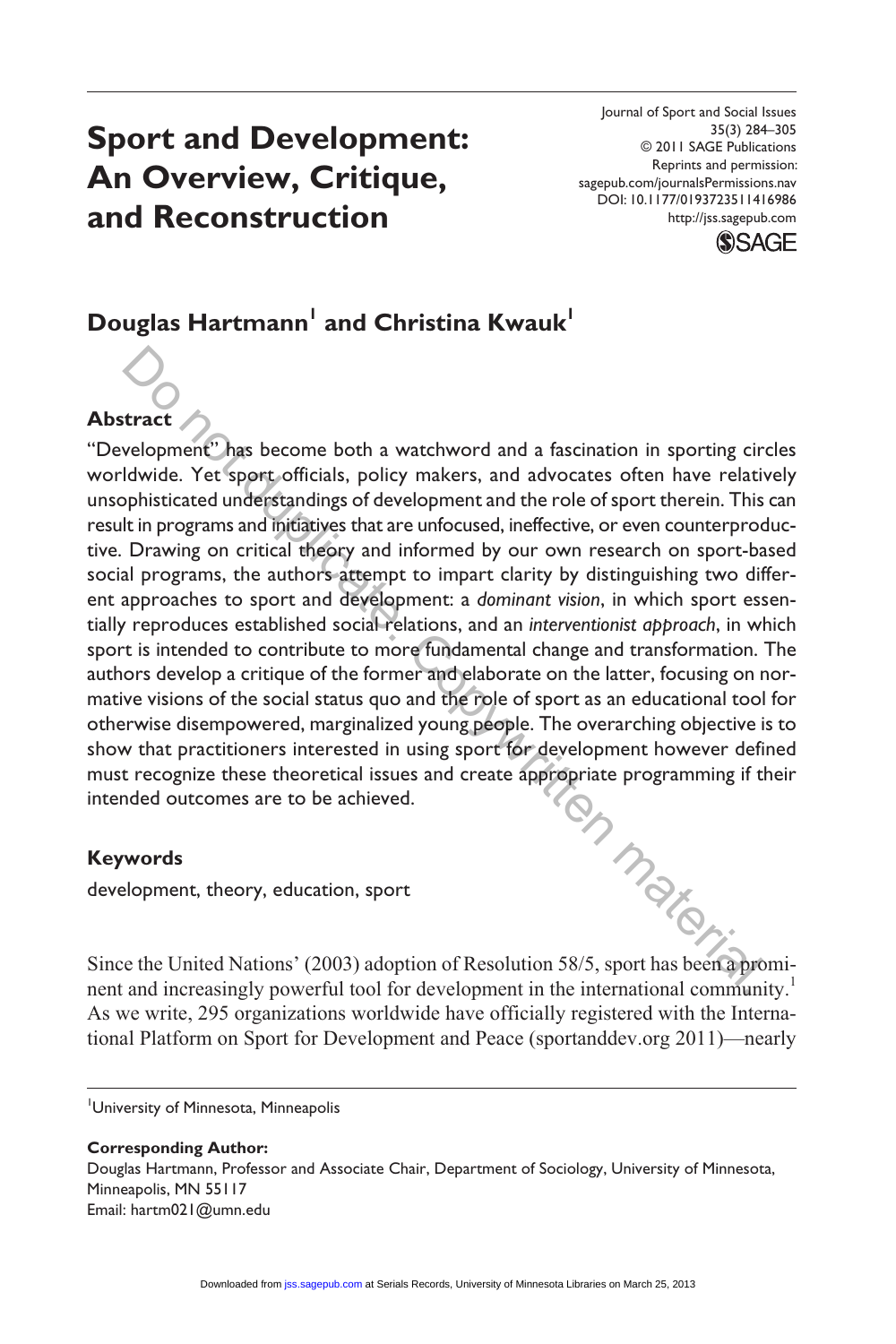# Sport and Development: An Overview, Critique, and Reconstruction

**Douglas Hartmann[1] and Christina Kwauk[1]**

## Abstract

"Development" has become both a watchword and a fascination in sporting circles worldwide. Yet sport officials, policy makers, and advocates often have relatively unsophisticated understandings of development and the role of sport therein. This can result in programs and initiatives that are unfocused, ineffective, or even counterproductive. Drawing on critical theory and informed by our own research on sport-based social programs, the authors attempt to impart clarity by distinguishing two different approaches to sport and development: a *dominant vision*, in which sport essentially reproduces established social relations, and an *interventionist approach*, in which sport is intended to contribute to more fundamental change and transformation. The authors develop a critique of the former and elaborate on the latter, focusing on normative visions of the social status quo and the role of sport as an educational tool for otherwise disempowered, marginalized young people. The overarching objective is to show that practitioners interested in using sport for development however defined must recognize these theoretical issues and create appropriate programming if their intended outcomes are to be achieved.

## Keywords

development, theory, education, sport

Since the United Nations' (2003) adoption of Resolution 58/5, sport has been a prominent and increasingly powerful tool for development in the international community.[1] As we write, 295 organizations worldwide have officially registered with the International Platform on Sport for Development and Peace (sportanddev.org 2011)—nearly

---

[1]University of Minnesota, Minneapolis

**Corresponding Author:**
Douglas Hartmann, Professor and Associate Chair, Department of Sociology, University of Minnesota, Minneapolis, MN 55117
Email: hartm021@umn.edu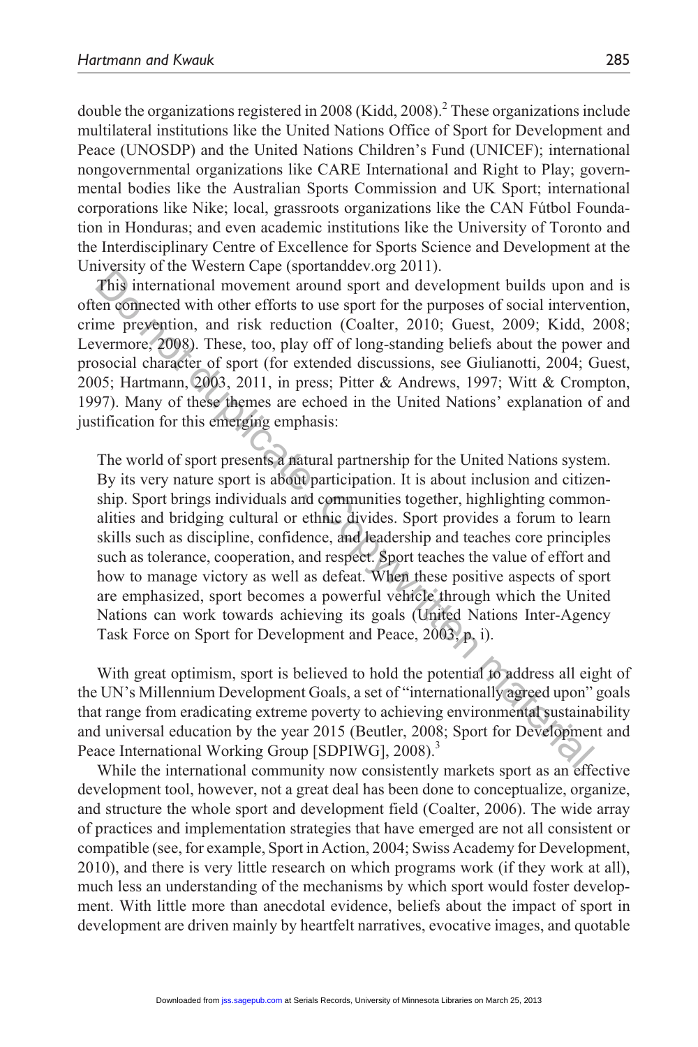double the organizations registered in 2008 (Kidd, 2008).[2] These organizations include multilateral institutions like the United Nations Office of Sport for Development and Peace (UNOSDP) and the United Nations Children's Fund (UNICEF); international nongovernmental organizations like CARE International and Right to Play; governmental bodies like the Australian Sports Commission and UK Sport; international corporations like Nike; local, grassroots organizations like the CAN Fútbol Foundation in Honduras; and even academic institutions like the University of Toronto and the Interdisciplinary Centre of Excellence for Sports Science and Development at the University of the Western Cape (sportanddev.org 2011).

This international movement around sport and development builds upon and is often connected with other efforts to use sport for the purposes of social intervention, crime prevention, and risk reduction (Coalter, 2010; Guest, 2009; Kidd, 2008; Levermore, 2008). These, too, play off of long-standing beliefs about the power and prosocial character of sport (for extended discussions, see Giulianotti, 2004; Guest, 2005; Hartmann, 2003, 2011, in press; Pitter & Andrews, 1997; Witt & Crompton, 1997). Many of these themes are echoed in the United Nations' explanation of and justification for this emerging emphasis:

> The world of sport presents a natural partnership for the United Nations system. By its very nature sport is about participation. It is about inclusion and citizenship. Sport brings individuals and communities together, highlighting commonalities and bridging cultural or ethnic divides. Sport provides a forum to learn skills such as discipline, confidence, and leadership and teaches core principles such as tolerance, cooperation, and respect. Sport teaches the value of effort and how to manage victory as well as defeat. When these positive aspects of sport are emphasized, sport becomes a powerful vehicle through which the United Nations can work towards achieving its goals (United Nations Inter-Agency Task Force on Sport for Development and Peace, 2003, p. i).

With great optimism, sport is believed to hold the potential to address all eight of the UN's Millennium Development Goals, a set of "internationally agreed upon" goals that range from eradicating extreme poverty to achieving environmental sustainability and universal education by the year 2015 (Beutler, 2008; Sport for Development and Peace International Working Group [SDPIWG], 2008).[3]

While the international community now consistently markets sport as an effective development tool, however, not a great deal has been done to conceptualize, organize, and structure the whole sport and development field (Coalter, 2006). The wide array of practices and implementation strategies that have emerged are not all consistent or compatible (see, for example, Sport in Action, 2004; Swiss Academy for Development, 2010), and there is very little research on which programs work (if they work at all), much less an understanding of the mechanisms by which sport would foster development. With little more than anecdotal evidence, beliefs about the impact of sport in development are driven mainly by heartfelt narratives, evocative images, and quotable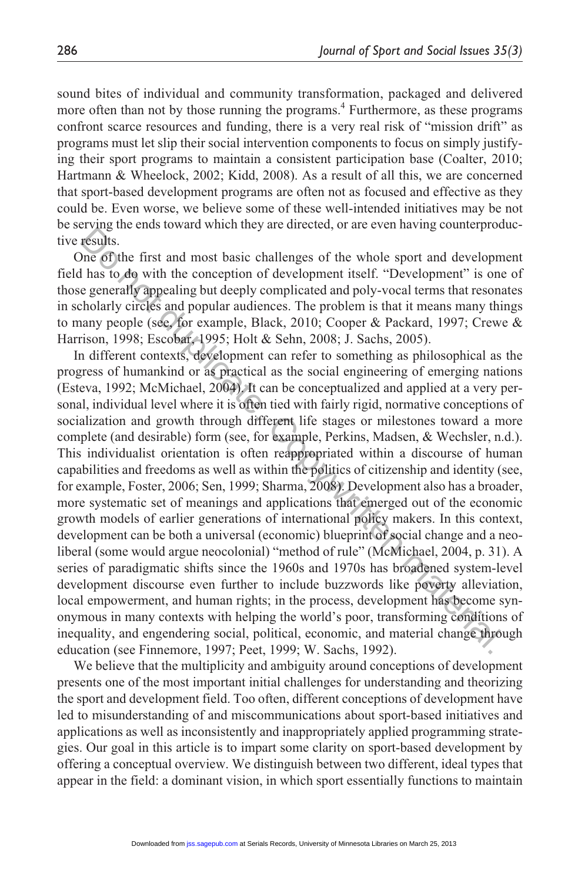sound bites of individual and community transformation, packaged and delivered more often than not by those running the programs.[4] Furthermore, as these programs confront scarce resources and funding, there is a very real risk of "mission drift" as programs must let slip their social intervention components to focus on simply justifying their sport programs to maintain a consistent participation base (Coalter, 2010; Hartmann & Wheelock, 2002; Kidd, 2008). As a result of all this, we are concerned that sport-based development programs are often not as focused and effective as they could be. Even worse, we believe some of these well-intended initiatives may be not be serving the ends toward which they are directed, or are even having counterproductive results.

One of the first and most basic challenges of the whole sport and development field has to do with the conception of development itself. "Development" is one of those generally appealing but deeply complicated and poly-vocal terms that resonates in scholarly circles and popular audiences. The problem is that it means many things to many people (see, for example, Black, 2010; Cooper & Packard, 1997; Crewe & Harrison, 1998; Escobar, 1995; Holt & Sehn, 2008; J. Sachs, 2005).

In different contexts, development can refer to something as philosophical as the progress of humankind or as practical as the social engineering of emerging nations (Esteva, 1992; McMichael, 2004). It can be conceptualized and applied at a very personal, individual level where it is often tied with fairly rigid, normative conceptions of socialization and growth through different life stages or milestones toward a more complete (and desirable) form (see, for example, Perkins, Madsen, & Wechsler, n.d.). This individualist orientation is often reappropriated within a discourse of human capabilities and freedoms as well as within the politics of citizenship and identity (see, for example, Foster, 2006; Sen, 1999; Sharma, 2008). Development also has a broader, more systematic set of meanings and applications that emerged out of the economic growth models of earlier generations of international policy makers. In this context, development can be both a universal (economic) blueprint of social change and a neoliberal (some would argue neocolonial) "method of rule" (McMichael, 2004, p. 31). A series of paradigmatic shifts since the 1960s and 1970s has broadened system-level development discourse even further to include buzzwords like poverty alleviation, local empowerment, and human rights; in the process, development has become synonymous in many contexts with helping the world's poor, transforming conditions of inequality, and engendering social, political, economic, and material change through education (see Finnemore, 1997; Peet, 1999; W. Sachs, 1992).

We believe that the multiplicity and ambiguity around conceptions of development presents one of the most important initial challenges for understanding and theorizing the sport and development field. Too often, different conceptions of development have led to misunderstanding of and miscommunications about sport-based initiatives and applications as well as inconsistently and inappropriately applied programming strategies. Our goal in this article is to impart some clarity on sport-based development by offering a conceptual overview. We distinguish between two different, ideal types that appear in the field: a dominant vision, in which sport essentially functions to maintain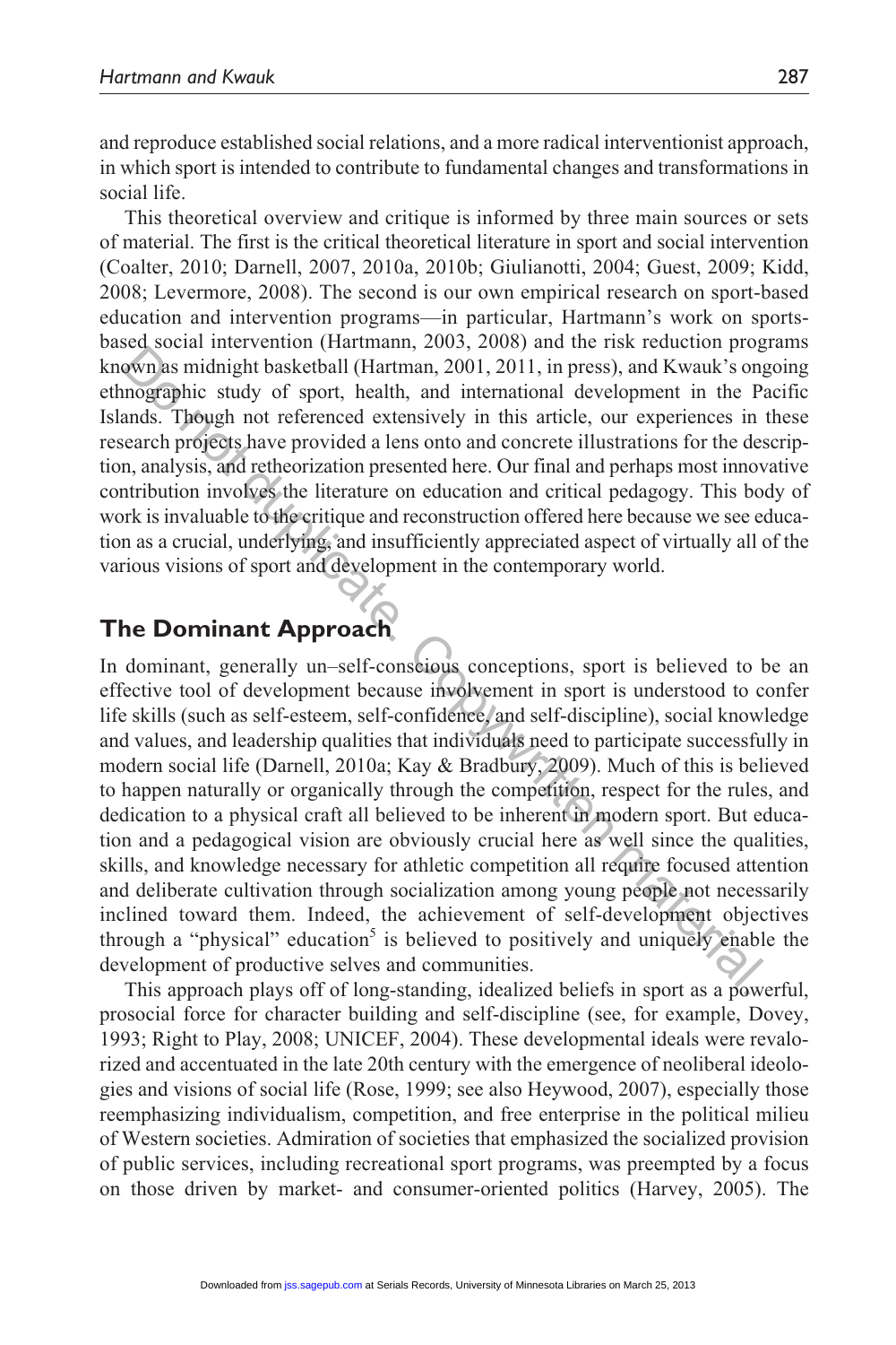and reproduce established social relations, and a more radical interventionist approach, in which sport is intended to contribute to fundamental changes and transformations in social life.

This theoretical overview and critique is informed by three main sources or sets of material. The first is the critical theoretical literature in sport and social intervention (Coalter, 2010; Darnell, 2007, 2010a, 2010b; Giulianotti, 2004; Guest, 2009; Kidd, 2008; Levermore, 2008). The second is our own empirical research on sport-based education and intervention programs—in particular, Hartmann's work on sports-based social intervention (Hartmann, 2003, 2008) and the risk reduction programs known as midnight basketball (Hartman, 2001, 2011, in press), and Kwauk's ongoing ethnographic study of sport, health, and international development in the Pacific Islands. Though not referenced extensively in this article, our experiences in these research projects have provided a lens onto and concrete illustrations for the description, analysis, and retheorization presented here. Our final and perhaps most innovative contribution involves the literature on education and critical pedagogy. This body of work is invaluable to the critique and reconstruction offered here because we see education as a crucial, underlying, and insufficiently appreciated aspect of virtually all of the various visions of sport and development in the contemporary world.

## The Dominant Approach

In dominant, generally un–self-conscious conceptions, sport is believed to be an effective tool of development because involvement in sport is understood to confer life skills (such as self-esteem, self-confidence, and self-discipline), social knowledge and values, and leadership qualities that individuals need to participate successfully in modern social life (Darnell, 2010a; Kay & Bradbury, 2009). Much of this is believed to happen naturally or organically through the competition, respect for the rules, and dedication to a physical craft all believed to be inherent in modern sport. But education and a pedagogical vision are obviously crucial here as well since the qualities, skills, and knowledge necessary for athletic competition all require focused attention and deliberate cultivation through socialization among young people not necessarily inclined toward them. Indeed, the achievement of self-development objectives through a "physical" education[5] is believed to positively and uniquely enable the development of productive selves and communities.

This approach plays off of long-standing, idealized beliefs in sport as a powerful, prosocial force for character building and self-discipline (see, for example, Dovey, 1993; Right to Play, 2008; UNICEF, 2004). These developmental ideals were revalorized and accentuated in the late 20th century with the emergence of neoliberal ideologies and visions of social life (Rose, 1999; see also Heywood, 2007), especially those reemphasizing individualism, competition, and free enterprise in the political milieu of Western societies. Admiration of societies that emphasized the socialized provision of public services, including recreational sport programs, was preempted by a focus on those driven by market- and consumer-oriented politics (Harvey, 2005). The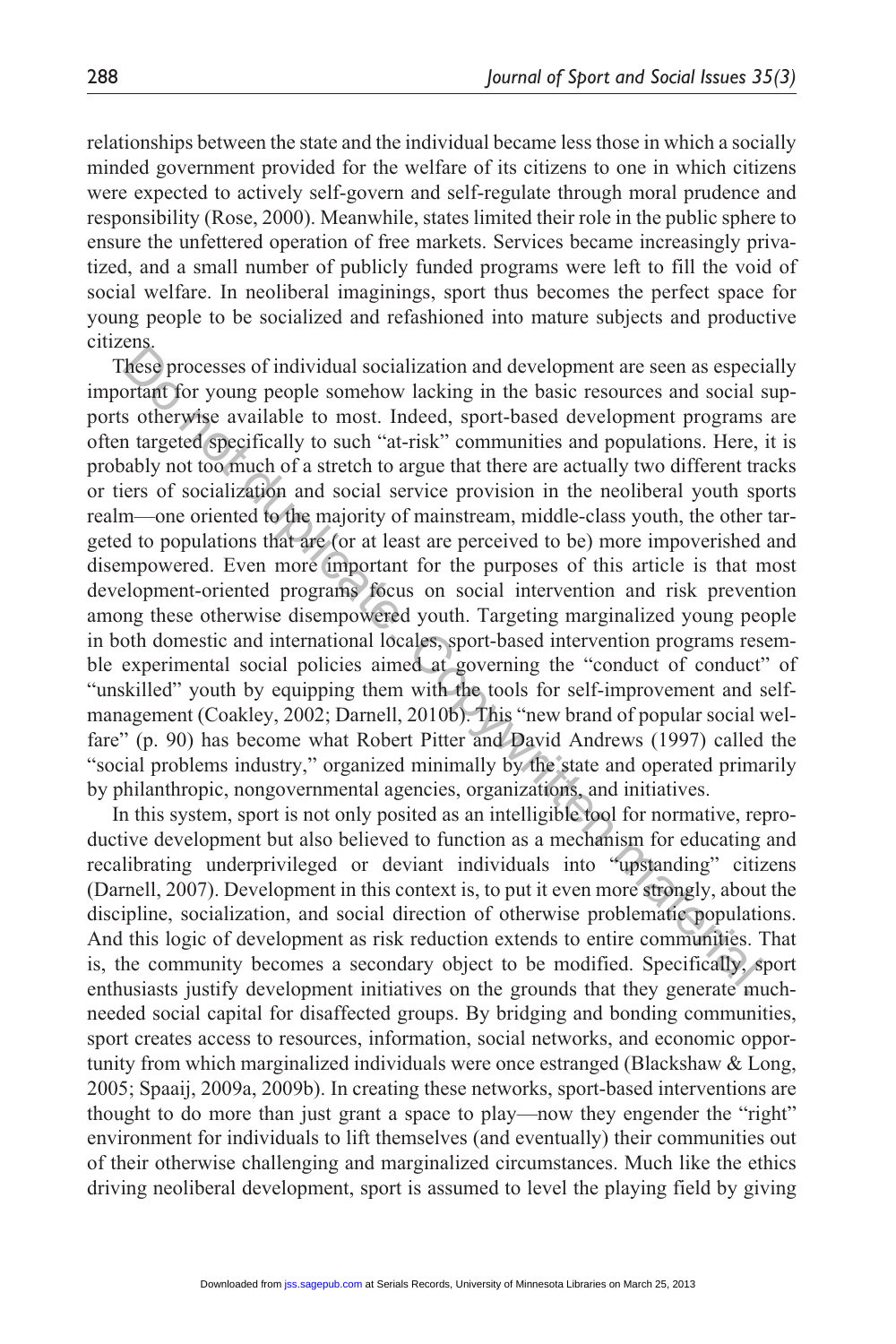relationships between the state and the individual became less those in which a socially minded government provided for the welfare of its citizens to one in which citizens were expected to actively self-govern and self-regulate through moral prudence and responsibility (Rose, 2000). Meanwhile, states limited their role in the public sphere to ensure the unfettered operation of free markets. Services became increasingly privatized, and a small number of publicly funded programs were left to fill the void of social welfare. In neoliberal imaginings, sport thus becomes the perfect space for young people to be socialized and refashioned into mature subjects and productive citizens.

These processes of individual socialization and development are seen as especially important for young people somehow lacking in the basic resources and social supports otherwise available to most. Indeed, sport-based development programs are often targeted specifically to such "at-risk" communities and populations. Here, it is probably not too much of a stretch to argue that there are actually two different tracks or tiers of socialization and social service provision in the neoliberal youth sports realm—one oriented to the majority of mainstream, middle-class youth, the other targeted to populations that are (or at least are perceived to be) more impoverished and disempowered. Even more important for the purposes of this article is that most development-oriented programs focus on social intervention and risk prevention among these otherwise disempowered youth. Targeting marginalized young people in both domestic and international locales, sport-based intervention programs resemble experimental social policies aimed at governing the "conduct of conduct" of "unskilled" youth by equipping them with the tools for self-improvement and self-management (Coakley, 2002; Darnell, 2010b). This "new brand of popular social welfare" (p. 90) has become what Robert Pitter and David Andrews (1997) called the "social problems industry," organized minimally by the state and operated primarily by philanthropic, nongovernmental agencies, organizations, and initiatives.

In this system, sport is not only posited as an intelligible tool for normative, reproductive development but also believed to function as a mechanism for educating and recalibrating underprivileged or deviant individuals into "upstanding" citizens (Darnell, 2007). Development in this context is, to put it even more strongly, about the discipline, socialization, and social direction of otherwise problematic populations. And this logic of development as risk reduction extends to entire communities. That is, the community becomes a secondary object to be modified. Specifically, sport enthusiasts justify development initiatives on the grounds that they generate much-needed social capital for disaffected groups. By bridging and bonding communities, sport creates access to resources, information, social networks, and economic opportunity from which marginalized individuals were once estranged (Blackshaw & Long, 2005; Spaaij, 2009a, 2009b). In creating these networks, sport-based interventions are thought to do more than just grant a space to play—now they engender the "right" environment for individuals to lift themselves (and eventually) their communities out of their otherwise challenging and marginalized circumstances. Much like the ethics driving neoliberal development, sport is assumed to level the playing field by giving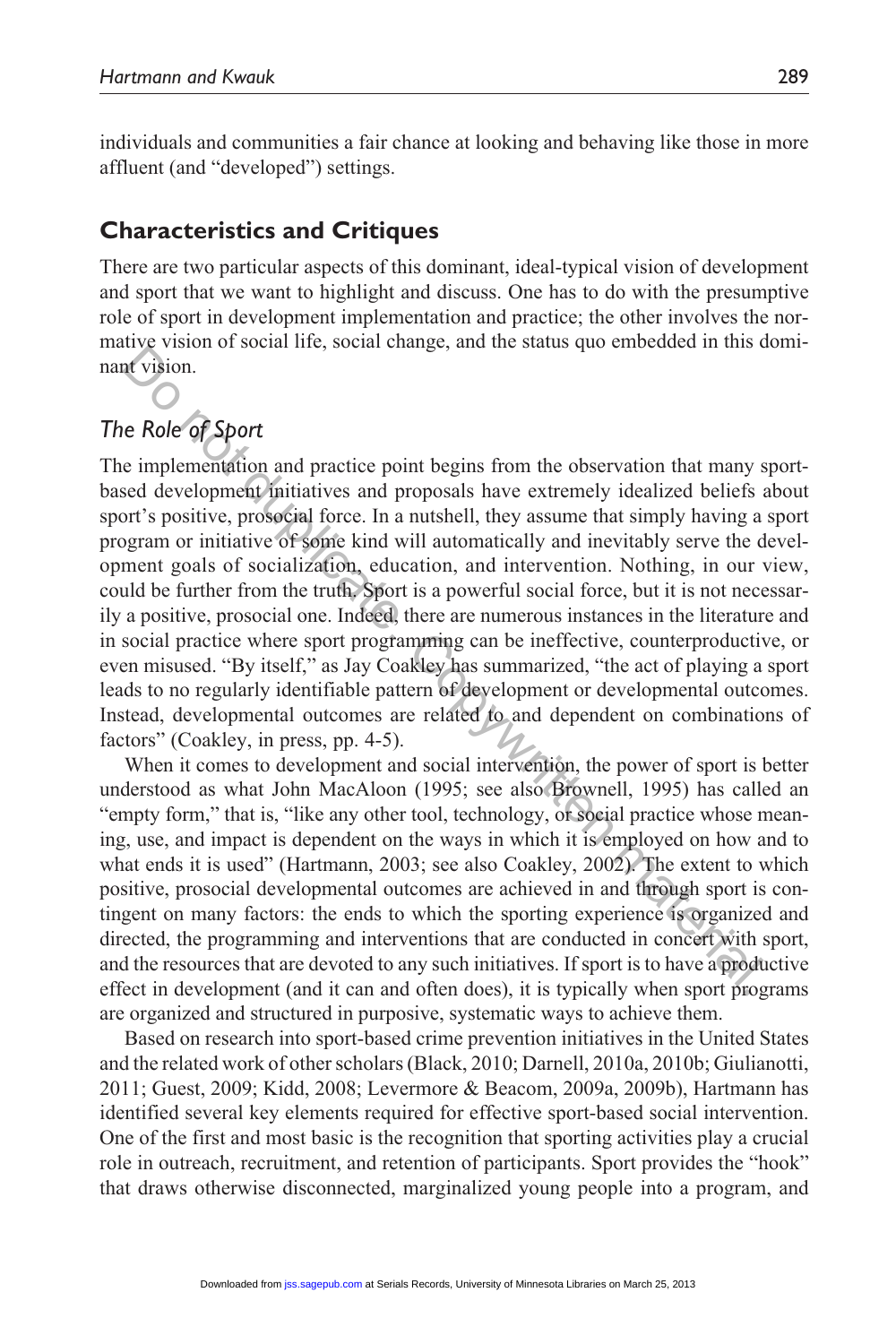individuals and communities a fair chance at looking and behaving like those in more affluent (and "developed") settings.

## Characteristics and Critiques

There are two particular aspects of this dominant, ideal-typical vision of development and sport that we want to highlight and discuss. One has to do with the presumptive role of sport in development implementation and practice; the other involves the normative vision of social life, social change, and the status quo embedded in this dominant vision.

### *The Role of Sport*

The implementation and practice point begins from the observation that many sport-based development initiatives and proposals have extremely idealized beliefs about sport's positive, prosocial force. In a nutshell, they assume that simply having a sport program or initiative of some kind will automatically and inevitably serve the development goals of socialization, education, and intervention. Nothing, in our view, could be further from the truth. Sport is a powerful social force, but it is not necessarily a positive, prosocial one. Indeed, there are numerous instances in the literature and in social practice where sport programming can be ineffective, counterproductive, or even misused. "By itself," as Jay Coakley has summarized, "the act of playing a sport leads to no regularly identifiable pattern of development or developmental outcomes. Instead, developmental outcomes are related to and dependent on combinations of factors" (Coakley, in press, pp. 4-5).

When it comes to development and social intervention, the power of sport is better understood as what John MacAloon (1995; see also Brownell, 1995) has called an "empty form," that is, "like any other tool, technology, or social practice whose meaning, use, and impact is dependent on the ways in which it is employed on how and to what ends it is used" (Hartmann, 2003; see also Coakley, 2002). The extent to which positive, prosocial developmental outcomes are achieved in and through sport is contingent on many factors: the ends to which the sporting experience is organized and directed, the programming and interventions that are conducted in concert with sport, and the resources that are devoted to any such initiatives. If sport is to have a productive effect in development (and it can and often does), it is typically when sport programs are organized and structured in purposive, systematic ways to achieve them.

Based on research into sport-based crime prevention initiatives in the United States and the related work of other scholars (Black, 2010; Darnell, 2010a, 2010b; Giulianotti, 2011; Guest, 2009; Kidd, 2008; Levermore & Beacom, 2009a, 2009b), Hartmann has identified several key elements required for effective sport-based social intervention. One of the first and most basic is the recognition that sporting activities play a crucial role in outreach, recruitment, and retention of participants. Sport provides the "hook" that draws otherwise disconnected, marginalized young people into a program, and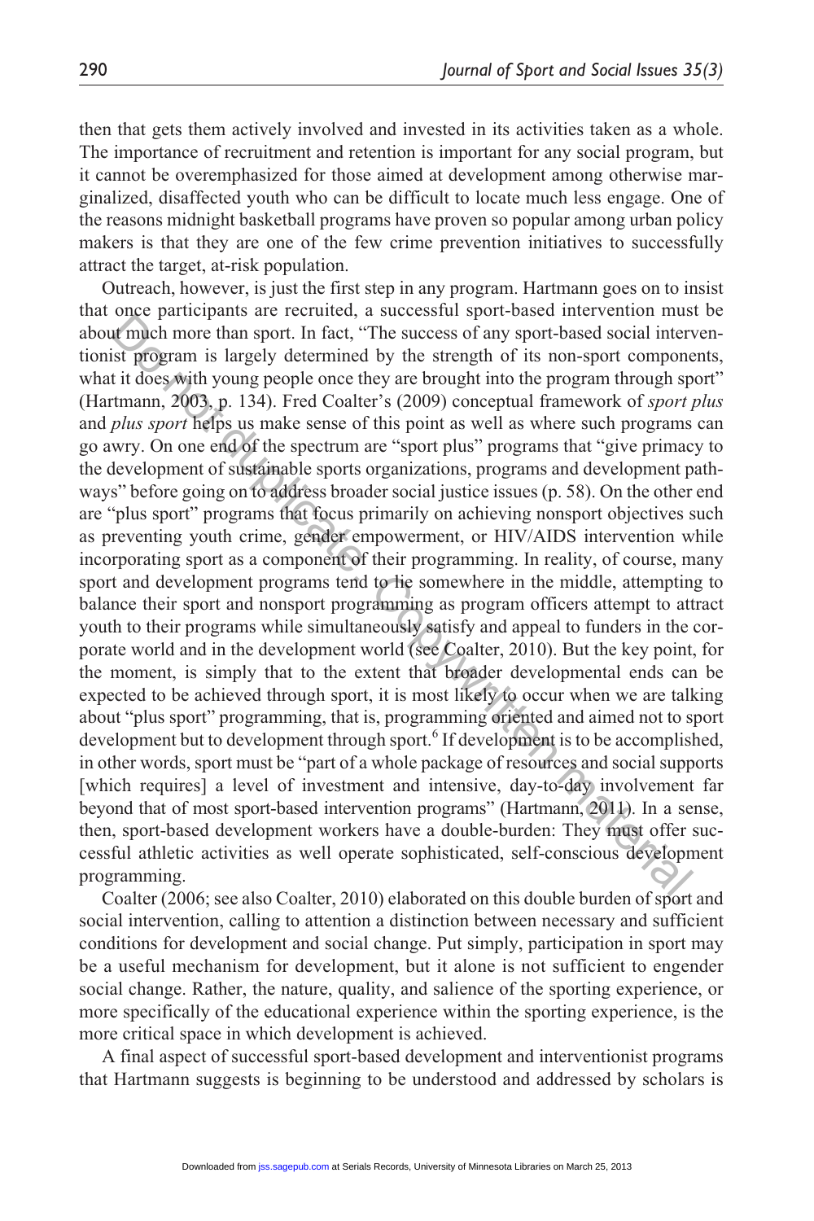then that gets them actively involved and invested in its activities taken as a whole. The importance of recruitment and retention is important for any social program, but it cannot be overemphasized for those aimed at development among otherwise marginalized, disaffected youth who can be difficult to locate much less engage. One of the reasons midnight basketball programs have proven so popular among urban policy makers is that they are one of the few crime prevention initiatives to successfully attract the target, at-risk population.

Outreach, however, is just the first step in any program. Hartmann goes on to insist that once participants are recruited, a successful sport-based intervention must be about much more than sport. In fact, "The success of any sport-based social interventionist program is largely determined by the strength of its non-sport components, what it does with young people once they are brought into the program through sport" (Hartmann, 2003, p. 134). Fred Coalter's (2009) conceptual framework of *sport plus* and *plus sport* helps us make sense of this point as well as where such programs can go awry. On one end of the spectrum are "sport plus" programs that "give primacy to the development of sustainable sports organizations, programs and development pathways" before going on to address broader social justice issues (p. 58). On the other end are "plus sport" programs that focus primarily on achieving nonsport objectives such as preventing youth crime, gender empowerment, or HIV/AIDS intervention while incorporating sport as a component of their programming. In reality, of course, many sport and development programs tend to lie somewhere in the middle, attempting to balance their sport and nonsport programming as program officers attempt to attract youth to their programs while simultaneously satisfy and appeal to funders in the corporate world and in the development world (see Coalter, 2010). But the key point, for the moment, is simply that to the extent that broader developmental ends can be expected to be achieved through sport, it is most likely to occur when we are talking about "plus sport" programming, that is, programming oriented and aimed not to sport development but to development through sport.[6] If development is to be accomplished, in other words, sport must be "part of a whole package of resources and social supports [which requires] a level of investment and intensive, day-to-day involvement far beyond that of most sport-based intervention programs" (Hartmann, 2011). In a sense, then, sport-based development workers have a double-burden: They must offer successful athletic activities as well operate sophisticated, self-conscious development programming.

Coalter (2006; see also Coalter, 2010) elaborated on this double burden of sport and social intervention, calling to attention a distinction between necessary and sufficient conditions for development and social change. Put simply, participation in sport may be a useful mechanism for development, but it alone is not sufficient to engender social change. Rather, the nature, quality, and salience of the sporting experience, or more specifically of the educational experience within the sporting experience, is the more critical space in which development is achieved.

A final aspect of successful sport-based development and interventionist programs that Hartmann suggests is beginning to be understood and addressed by scholars is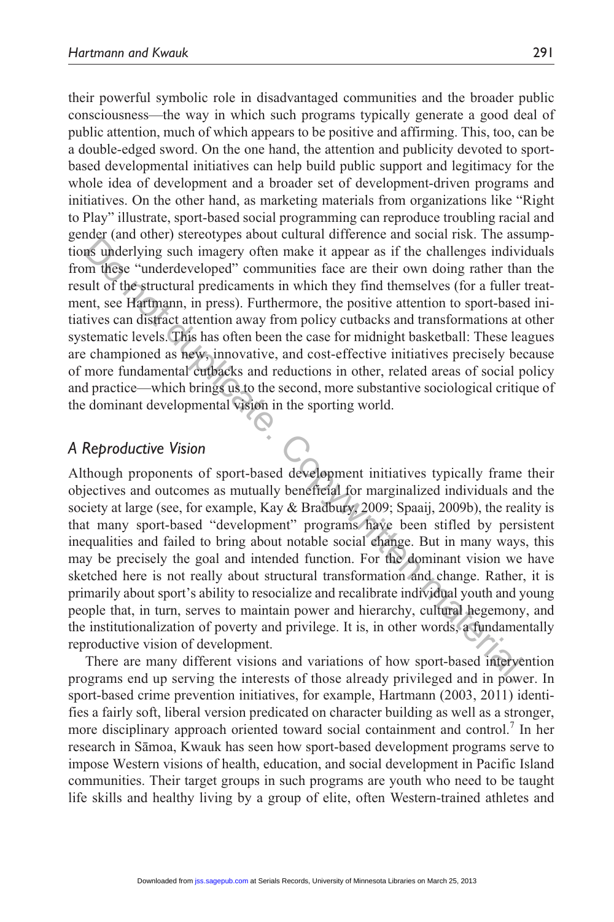their powerful symbolic role in disadvantaged communities and the broader public consciousness—the way in which such programs typically generate a good deal of public attention, much of which appears to be positive and affirming. This, too, can be a double-edged sword. On the one hand, the attention and publicity devoted to sport-based developmental initiatives can help build public support and legitimacy for the whole idea of development and a broader set of development-driven programs and initiatives. On the other hand, as marketing materials from organizations like "Right to Play" illustrate, sport-based social programming can reproduce troubling racial and gender (and other) stereotypes about cultural difference and social risk. The assumptions underlying such imagery often make it appear as if the challenges individuals from these "underdeveloped" communities face are their own doing rather than the result of the structural predicaments in which they find themselves (for a fuller treatment, see Hartmann, in press). Furthermore, the positive attention to sport-based initiatives can distract attention away from policy cutbacks and transformations at other systematic levels. This has often been the case for midnight basketball: These leagues are championed as new, innovative, and cost-effective initiatives precisely because of more fundamental cutbacks and reductions in other, related areas of social policy and practice—which brings us to the second, more substantive sociological critique of the dominant developmental vision in the sporting world.

## *A Reproductive Vision*

Although proponents of sport-based development initiatives typically frame their objectives and outcomes as mutually beneficial for marginalized individuals and the society at large (see, for example, Kay & Bradbury, 2009; Spaaij, 2009b), the reality is that many sport-based "development" programs have been stifled by persistent inequalities and failed to bring about notable social change. But in many ways, this may be precisely the goal and intended function. For the dominant vision we have sketched here is not really about structural transformation and change. Rather, it is primarily about sport's ability to resocialize and recalibrate individual youth and young people that, in turn, serves to maintain power and hierarchy, cultural hegemony, and the institutionalization of poverty and privilege. It is, in other words, a fundamentally reproductive vision of development.

There are many different visions and variations of how sport-based intervention programs end up serving the interests of those already privileged and in power. In sport-based crime prevention initiatives, for example, Hartmann (2003, 2011) identifies a fairly soft, liberal version predicated on character building as well as a stronger, more disciplinary approach oriented toward social containment and control.[7] In her research in Sāmoa, Kwauk has seen how sport-based development programs serve to impose Western visions of health, education, and social development in Pacific Island communities. Their target groups in such programs are youth who need to be taught life skills and healthy living by a group of elite, often Western-trained athletes and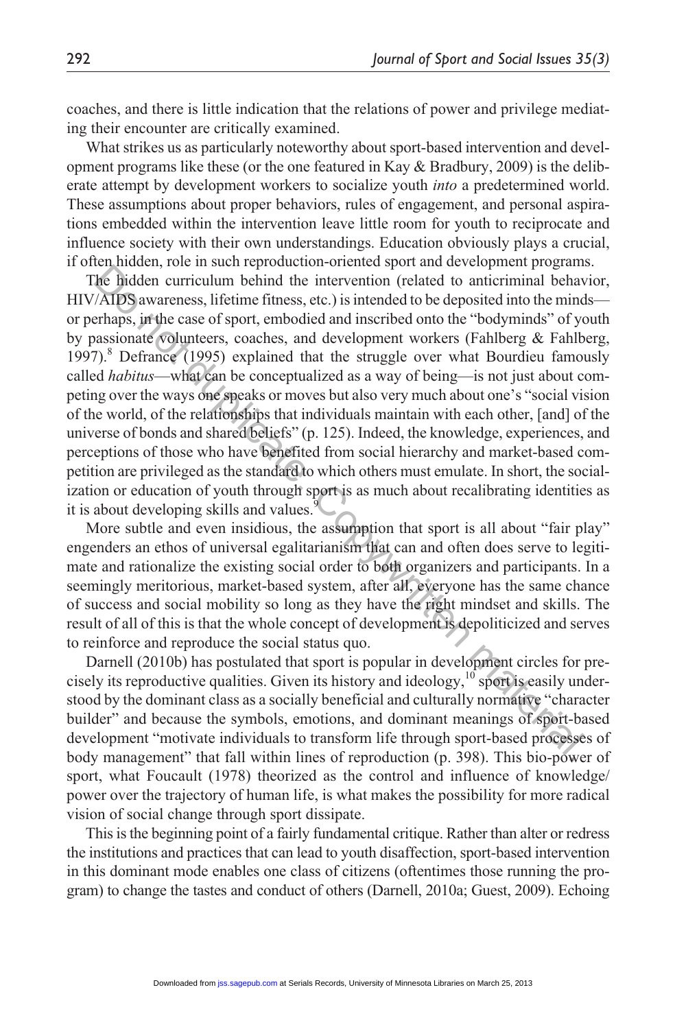coaches, and there is little indication that the relations of power and privilege mediating their encounter are critically examined.

What strikes us as particularly noteworthy about sport-based intervention and development programs like these (or the one featured in Kay & Bradbury, 2009) is the deliberate attempt by development workers to socialize youth *into* a predetermined world. These assumptions about proper behaviors, rules of engagement, and personal aspirations embedded within the intervention leave little room for youth to reciprocate and influence society with their own understandings. Education obviously plays a crucial, if often hidden, role in such reproduction-oriented sport and development programs.

The hidden curriculum behind the intervention (related to anticriminal behavior, HIV/AIDS awareness, lifetime fitness, etc.) is intended to be deposited into the minds—or perhaps, in the case of sport, embodied and inscribed onto the "bodyminds" of youth by passionate volunteers, coaches, and development workers (Fahlberg & Fahlberg, 1997).[8] Defrance (1995) explained that the struggle over what Bourdieu famously called *habitus*—what can be conceptualized as a way of being—is not just about competing over the ways one speaks or moves but also very much about one's "social vision of the world, of the relationships that individuals maintain with each other, [and] of the universe of bonds and shared beliefs" (p. 125). Indeed, the knowledge, experiences, and perceptions of those who have benefited from social hierarchy and market-based competition are privileged as the standard to which others must emulate. In short, the socialization or education of youth through sport is as much about recalibrating identities as it is about developing skills and values.[9]

More subtle and even insidious, the assumption that sport is all about "fair play" engenders an ethos of universal egalitarianism that can and often does serve to legitimate and rationalize the existing social order to both organizers and participants. In a seemingly meritorious, market-based system, after all, everyone has the same chance of success and social mobility so long as they have the right mindset and skills. The result of all of this is that the whole concept of development is depoliticized and serves to reinforce and reproduce the social status quo.

Darnell (2010b) has postulated that sport is popular in development circles for precisely its reproductive qualities. Given its history and ideology,[10] sport is easily understood by the dominant class as a socially beneficial and culturally normative "character builder" and because the symbols, emotions, and dominant meanings of sport-based development "motivate individuals to transform life through sport-based processes of body management" that fall within lines of reproduction (p. 398). This bio-power of sport, what Foucault (1978) theorized as the control and influence of knowledge/power over the trajectory of human life, is what makes the possibility for more radical vision of social change through sport dissipate.

This is the beginning point of a fairly fundamental critique. Rather than alter or redress the institutions and practices that can lead to youth disaffection, sport-based intervention in this dominant mode enables one class of citizens (oftentimes those running the program) to change the tastes and conduct of others (Darnell, 2010a; Guest, 2009). Echoing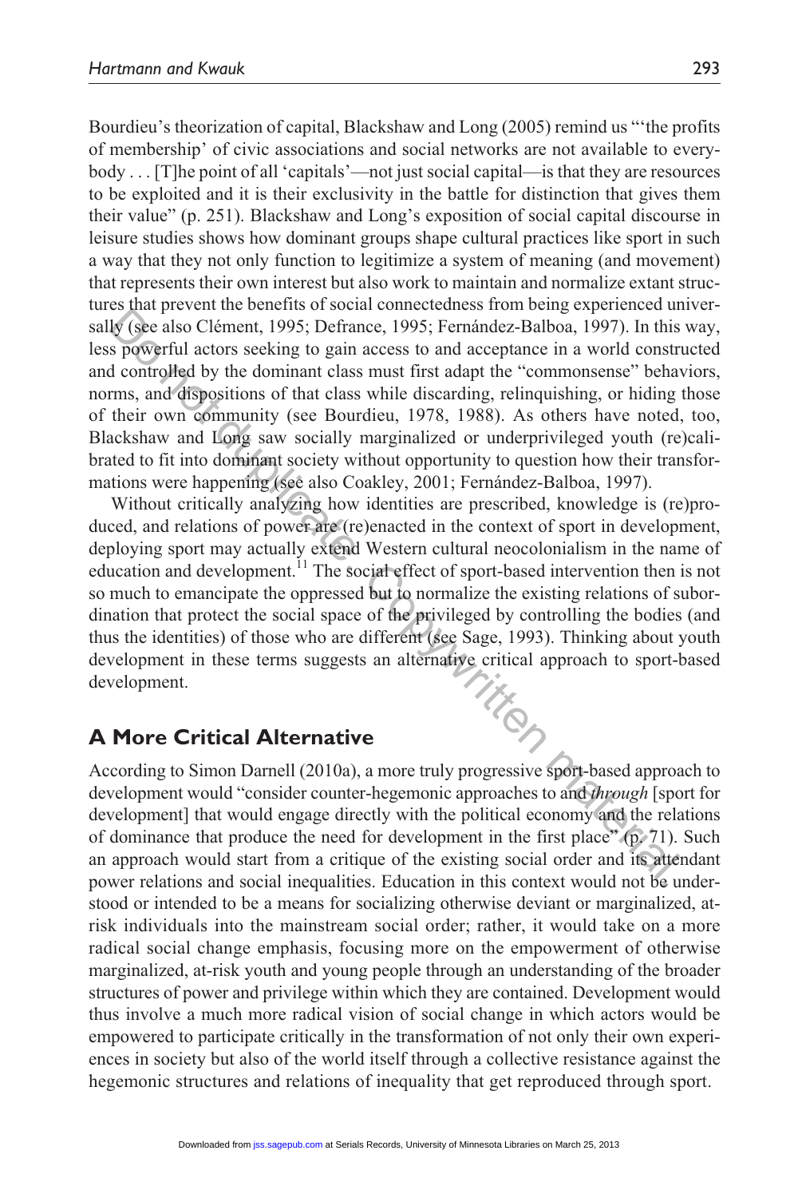Bourdieu's theorization of capital, Blackshaw and Long (2005) remind us "'the profits of membership' of civic associations and social networks are not available to everybody . . . [T]he point of all 'capitals'—not just social capital—is that they are resources to be exploited and it is their exclusivity in the battle for distinction that gives them their value" (p. 251). Blackshaw and Long's exposition of social capital discourse in leisure studies shows how dominant groups shape cultural practices like sport in such a way that they not only function to legitimize a system of meaning (and movement) that represents their own interest but also work to maintain and normalize extant structures that prevent the benefits of social connectedness from being experienced universally (see also Clément, 1995; Defrance, 1995; Fernández-Balboa, 1997). In this way, less powerful actors seeking to gain access to and acceptance in a world constructed and controlled by the dominant class must first adapt the "commonsense" behaviors, norms, and dispositions of that class while discarding, relinquishing, or hiding those of their own community (see Bourdieu, 1978, 1988). As others have noted, too, Blackshaw and Long saw socially marginalized or underprivileged youth (re)calibrated to fit into dominant society without opportunity to question how their transformations were happening (see also Coakley, 2001; Fernández-Balboa, 1997).

Without critically analyzing how identities are prescribed, knowledge is (re)produced, and relations of power are (re)enacted in the context of sport in development, deploying sport may actually extend Western cultural neocolonialism in the name of education and development.[11] The social effect of sport-based intervention then is not so much to emancipate the oppressed but to normalize the existing relations of subordination that protect the social space of the privileged by controlling the bodies (and thus the identities) of those who are different (see Sage, 1993). Thinking about youth development in these terms suggests an alternative critical approach to sport-based development.

## A More Critical Alternative

According to Simon Darnell (2010a), a more truly progressive sport-based approach to development would "consider counter-hegemonic approaches to and *through* [sport for development] that would engage directly with the political economy and the relations of dominance that produce the need for development in the first place" (p. 71). Such an approach would start from a critique of the existing social order and its attendant power relations and social inequalities. Education in this context would not be understood or intended to be a means for socializing otherwise deviant or marginalized, at-risk individuals into the mainstream social order; rather, it would take on a more radical social change emphasis, focusing more on the empowerment of otherwise marginalized, at-risk youth and young people through an understanding of the broader structures of power and privilege within which they are contained. Development would thus involve a much more radical vision of social change in which actors would be empowered to participate critically in the transformation of not only their own experiences in society but also of the world itself through a collective resistance against the hegemonic structures and relations of inequality that get reproduced through sport.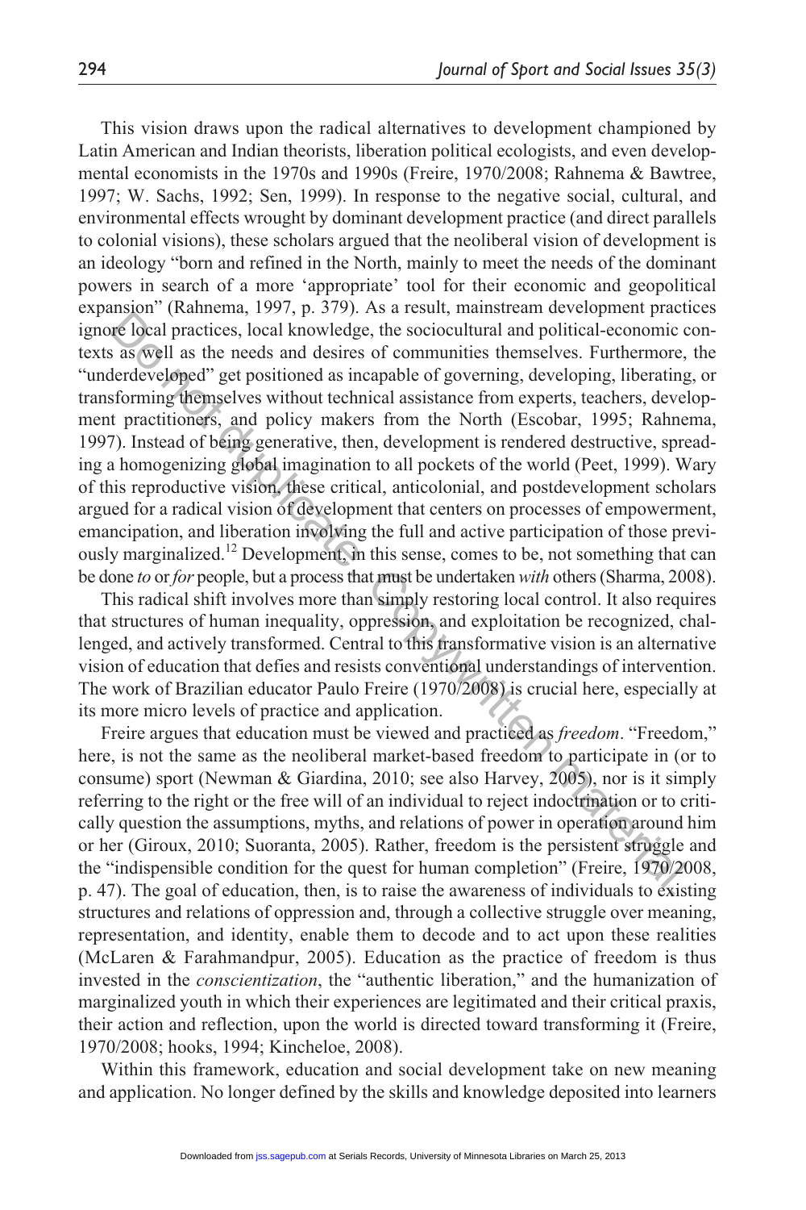This vision draws upon the radical alternatives to development championed by Latin American and Indian theorists, liberation political ecologists, and even developmental economists in the 1970s and 1990s (Freire, 1970/2008; Rahnema & Bawtree, 1997; W. Sachs, 1992; Sen, 1999). In response to the negative social, cultural, and environmental effects wrought by dominant development practice (and direct parallels to colonial visions), these scholars argued that the neoliberal vision of development is an ideology "born and refined in the North, mainly to meet the needs of the dominant powers in search of a more 'appropriate' tool for their economic and geopolitical expansion" (Rahnema, 1997, p. 379). As a result, mainstream development practices ignore local practices, local knowledge, the sociocultural and political-economic contexts as well as the needs and desires of communities themselves. Furthermore, the "underdeveloped" get positioned as incapable of governing, developing, liberating, or transforming themselves without technical assistance from experts, teachers, development practitioners, and policy makers from the North (Escobar, 1995; Rahnema, 1997). Instead of being generative, then, development is rendered destructive, spreading a homogenizing global imagination to all pockets of the world (Peet, 1999). Wary of this reproductive vision, these critical, anticolonial, and postdevelopment scholars argued for a radical vision of development that centers on processes of empowerment, emancipation, and liberation involving the full and active participation of those previously marginalized.[12] Development, in this sense, comes to be, not something that can be done *to* or *for* people, but a process that must be undertaken *with* others (Sharma, 2008).

This radical shift involves more than simply restoring local control. It also requires that structures of human inequality, oppression, and exploitation be recognized, challenged, and actively transformed. Central to this transformative vision is an alternative vision of education that defies and resists conventional understandings of intervention. The work of Brazilian educator Paulo Freire (1970/2008) is crucial here, especially at its more micro levels of practice and application.

Freire argues that education must be viewed and practiced as *freedom*. "Freedom," here, is not the same as the neoliberal market-based freedom to participate in (or to consume) sport (Newman & Giardina, 2010; see also Harvey, 2005), nor is it simply referring to the right or the free will of an individual to reject indoctrination or to critically question the assumptions, myths, and relations of power in operation around him or her (Giroux, 2010; Suoranta, 2005). Rather, freedom is the persistent struggle and the "indispensible condition for the quest for human completion" (Freire, 1970/2008, p. 47). The goal of education, then, is to raise the awareness of individuals to existing structures and relations of oppression and, through a collective struggle over meaning, representation, and identity, enable them to decode and to act upon these realities (McLaren & Farahmandpur, 2005). Education as the practice of freedom is thus invested in the *conscientization*, the "authentic liberation," and the humanization of marginalized youth in which their experiences are legitimated and their critical praxis, their action and reflection, upon the world is directed toward transforming it (Freire, 1970/2008; hooks, 1994; Kincheloe, 2008).

Within this framework, education and social development take on new meaning and application. No longer defined by the skills and knowledge deposited into learners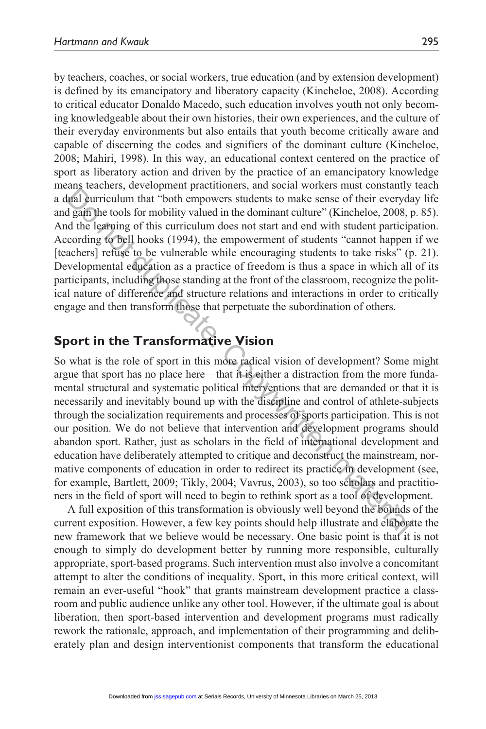by teachers, coaches, or social workers, true education (and by extension development) is defined by its emancipatory and liberatory capacity (Kincheloe, 2008). According to critical educator Donaldo Macedo, such education involves youth not only becoming knowledgeable about their own histories, their own experiences, and the culture of their everyday environments but also entails that youth become critically aware and capable of discerning the codes and signifiers of the dominant culture (Kincheloe, 2008; Mahiri, 1998). In this way, an educational context centered on the practice of sport as liberatory action and driven by the practice of an emancipatory knowledge means teachers, development practitioners, and social workers must constantly teach a dual curriculum that "both empowers students to make sense of their everyday life and gain the tools for mobility valued in the dominant culture" (Kincheloe, 2008, p. 85). And the learning of this curriculum does not start and end with student participation. According to bell hooks (1994), the empowerment of students "cannot happen if we [teachers] refuse to be vulnerable while encouraging students to take risks" (p. 21). Developmental education as a practice of freedom is thus a space in which all of its participants, including those standing at the front of the classroom, recognize the political nature of difference and structure relations and interactions in order to critically engage and then transform those that perpetuate the subordination of others.

## Sport in the Transformative Vision

So what is the role of sport in this more radical vision of development? Some might argue that sport has no place here—that it is either a distraction from the more fundamental structural and systematic political interventions that are demanded or that it is necessarily and inevitably bound up with the discipline and control of athlete-subjects through the socialization requirements and processes of sports participation. This is not our position. We do not believe that intervention and development programs should abandon sport. Rather, just as scholars in the field of international development and education have deliberately attempted to critique and deconstruct the mainstream, normative components of education in order to redirect its practice in development (see, for example, Bartlett, 2009; Tikly, 2004; Vavrus, 2003), so too scholars and practitioners in the field of sport will need to begin to rethink sport as a tool of development.

A full exposition of this transformation is obviously well beyond the bounds of the current exposition. However, a few key points should help illustrate and elaborate the new framework that we believe would be necessary. One basic point is that it is not enough to simply do development better by running more responsible, culturally appropriate, sport-based programs. Such intervention must also involve a concomitant attempt to alter the conditions of inequality. Sport, in this more critical context, will remain an ever-useful "hook" that grants mainstream development practice a classroom and public audience unlike any other tool. However, if the ultimate goal is about liberation, then sport-based intervention and development programs must radically rework the rationale, approach, and implementation of their programming and deliberately plan and design interventionist components that transform the educational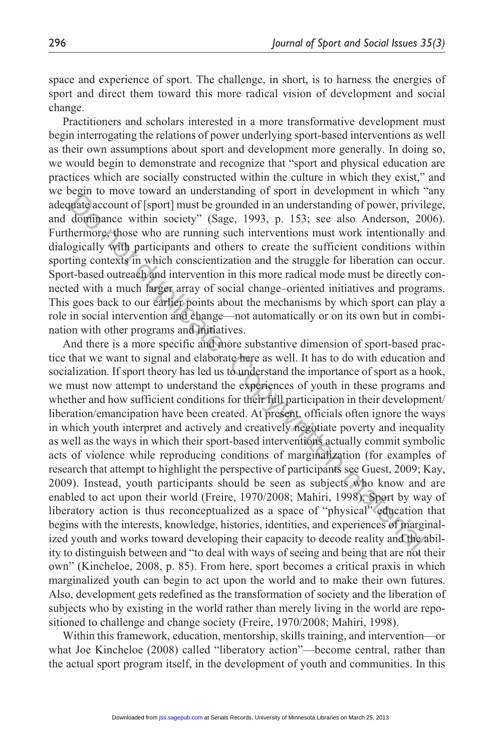space and experience of sport. The challenge, in short, is to harness the energies of sport and direct them toward this more radical vision of development and social change.

Practitioners and scholars interested in a more transformative development must begin interrogating the relations of power underlying sport-based interventions as well as their own assumptions about sport and development more generally. In doing so, we would begin to demonstrate and recognize that "sport and physical education are practices which are socially constructed within the culture in which they exist," and we begin to move toward an understanding of sport in development in which "any adequate account of [sport] must be grounded in an understanding of power, privilege, and dominance within society" (Sage, 1993, p. 153; see also Anderson, 2006). Furthermore, those who are running such interventions must work intentionally and dialogically with participants and others to create the sufficient conditions within sporting contexts in which conscientization and the struggle for liberation can occur. Sport-based outreach and intervention in this more radical mode must be directly connected with a much larger array of social change–oriented initiatives and programs. This goes back to our earlier points about the mechanisms by which sport can play a role in social intervention and change—not automatically or on its own but in combination with other programs and initiatives.

And there is a more specific and more substantive dimension of sport-based practice that we want to signal and elaborate here as well. It has to do with education and socialization. If sport theory has led us to understand the importance of sport as a hook, we must now attempt to understand the experiences of youth in these programs and whether and how sufficient conditions for their full participation in their development/liberation/emancipation have been created. At present, officials often ignore the ways in which youth interpret and actively and creatively negotiate poverty and inequality as well as the ways in which their sport-based interventions actually commit symbolic acts of violence while reproducing conditions of marginalization (for examples of research that attempt to highlight the perspective of participants see Guest, 2009; Kay, 2009). Instead, youth participants should be seen as subjects who know and are enabled to act upon their world (Freire, 1970/2008; Mahiri, 1998). Sport by way of liberatory action is thus reconceptualized as a space of "physical" education that begins with the interests, knowledge, histories, identities, and experiences of marginalized youth and works toward developing their capacity to decode reality and the ability to distinguish between and "to deal with ways of seeing and being that are not their own" (Kincheloe, 2008, p. 85). From here, sport becomes a critical praxis in which marginalized youth can begin to act upon the world and to make their own futures. Also, development gets redefined as the transformation of society and the liberation of subjects who by existing in the world rather than merely living in the world are repositioned to challenge and change society (Freire, 1970/2008; Mahiri, 1998).

Within this framework, education, mentorship, skills training, and intervention—or what Joe Kincheloe (2008) called "liberatory action"—become central, rather than the actual sport program itself, in the development of youth and communities. In this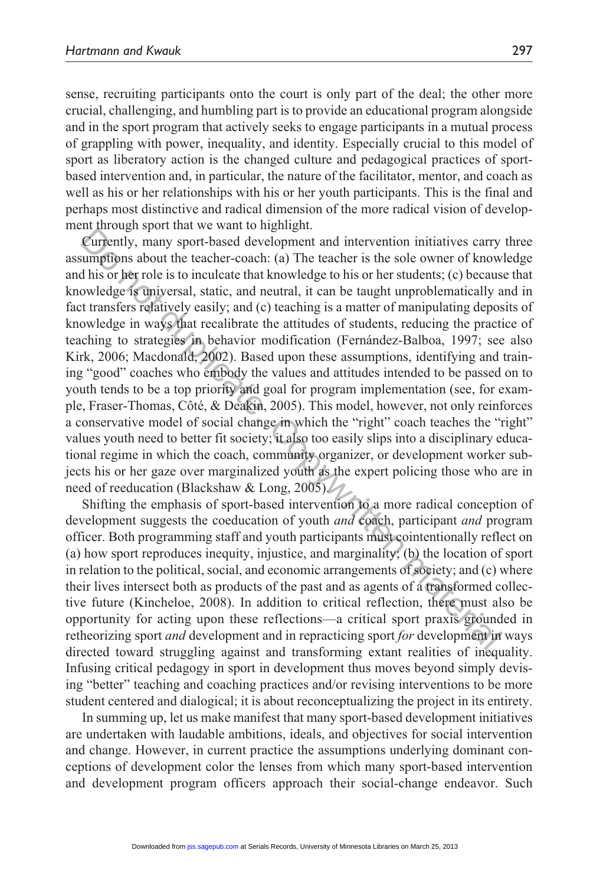sense, recruiting participants onto the court is only part of the deal; the other more crucial, challenging, and humbling part is to provide an educational program alongside and in the sport program that actively seeks to engage participants in a mutual process of grappling with power, inequality, and identity. Especially crucial to this model of sport as liberatory action is the changed culture and pedagogical practices of sport-based intervention and, in particular, the nature of the facilitator, mentor, and coach as well as his or her relationships with his or her youth participants. This is the final and perhaps most distinctive and radical dimension of the more radical vision of development through sport that we want to highlight.

Currently, many sport-based development and intervention initiatives carry three assumptions about the teacher-coach: (a) The teacher is the sole owner of knowledge and his or her role is to inculcate that knowledge to his or her students; (c) because that knowledge is universal, static, and neutral, it can be taught unproblematically and in fact transfers relatively easily; and (c) teaching is a matter of manipulating deposits of knowledge in ways that recalibrate the attitudes of students, reducing the practice of teaching to strategies in behavior modification (Fernández-Balboa, 1997; see also Kirk, 2006; Macdonald, 2002). Based upon these assumptions, identifying and training "good" coaches who embody the values and attitudes intended to be passed on to youth tends to be a top priority and goal for program implementation (see, for example, Fraser-Thomas, Côté, & Deakin, 2005). This model, however, not only reinforces a conservative model of social change in which the "right" coach teaches the "right" values youth need to better fit society; it also too easily slips into a disciplinary educational regime in which the coach, community organizer, or development worker subjects his or her gaze over marginalized youth as the expert policing those who are in need of reeducation (Blackshaw & Long, 2005).

Shifting the emphasis of sport-based intervention to a more radical conception of development suggests the coeducation of youth *and* coach, participant *and* program officer. Both programming staff and youth participants must cointentionally reflect on (a) how sport reproduces inequity, injustice, and marginality; (b) the location of sport in relation to the political, social, and economic arrangements of society; and (c) where their lives intersect both as products of the past and as agents of a transformed collective future (Kincheloe, 2008). In addition to critical reflection, there must also be opportunity for acting upon these reflections—a critical sport praxis grounded in retheorizing sport *and* development and in repracticing sport *for* development in ways directed toward struggling against and transforming extant realities of inequality. Infusing critical pedagogy in sport in development thus moves beyond simply devising "better" teaching and coaching practices and/or revising interventions to be more student centered and dialogical; it is about reconceptualizing the project in its entirety.

In summing up, let us make manifest that many sport-based development initiatives are undertaken with laudable ambitions, ideals, and objectives for social intervention and change. However, in current practice the assumptions underlying dominant conceptions of development color the lenses from which many sport-based intervention and development program officers approach their social-change endeavor. Such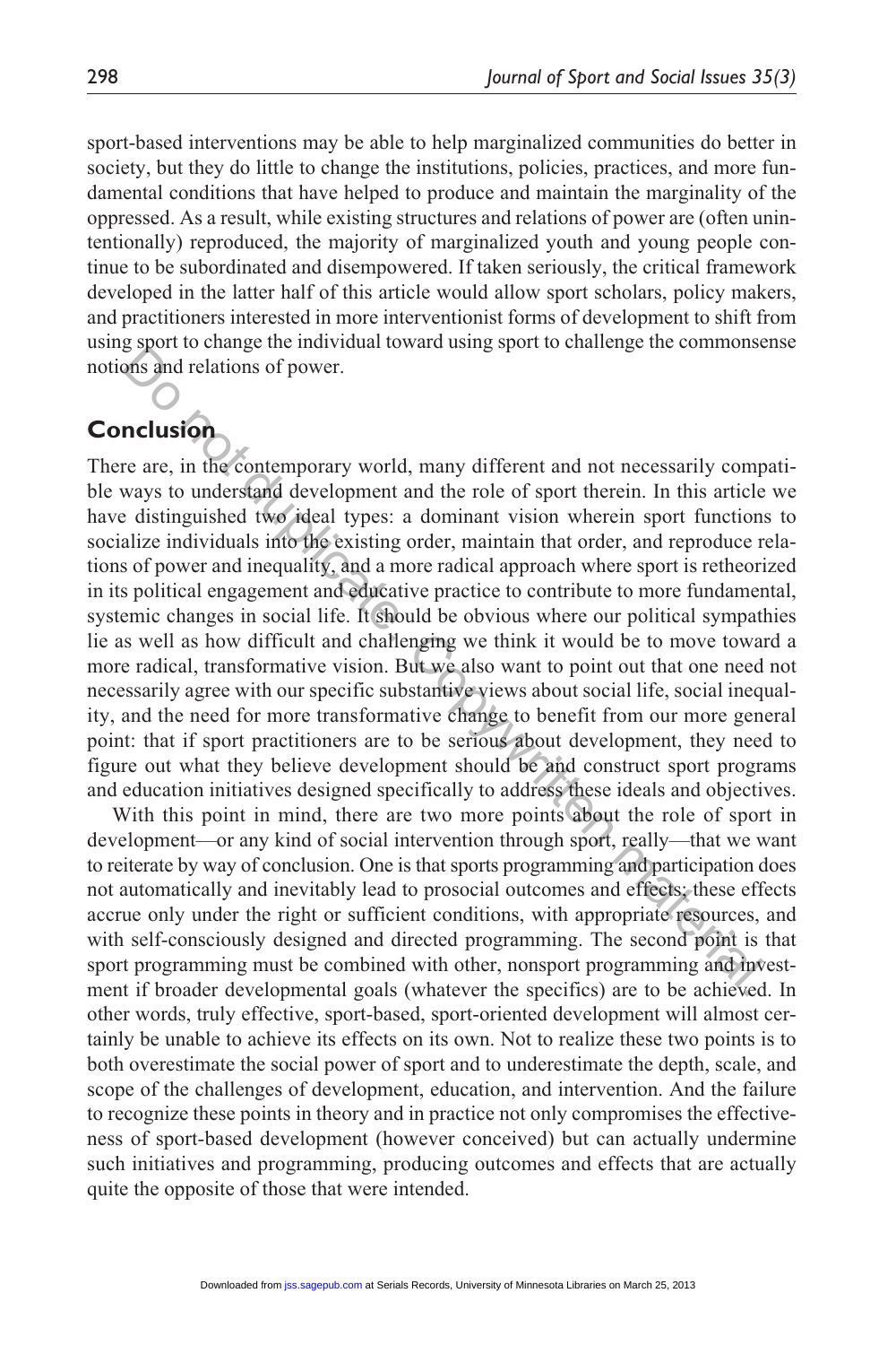sport-based interventions may be able to help marginalized communities do better in society, but they do little to change the institutions, policies, practices, and more fundamental conditions that have helped to produce and maintain the marginality of the oppressed. As a result, while existing structures and relations of power are (often unintentionally) reproduced, the majority of marginalized youth and young people continue to be subordinated and disempowered. If taken seriously, the critical framework developed in the latter half of this article would allow sport scholars, policy makers, and practitioners interested in more interventionist forms of development to shift from using sport to change the individual toward using sport to challenge the commonsense notions and relations of power.

## Conclusion

There are, in the contemporary world, many different and not necessarily compatible ways to understand development and the role of sport therein. In this article we have distinguished two ideal types: a dominant vision wherein sport functions to socialize individuals into the existing order, maintain that order, and reproduce relations of power and inequality, and a more radical approach where sport is retheorized in its political engagement and educative practice to contribute to more fundamental, systemic changes in social life. It should be obvious where our political sympathies lie as well as how difficult and challenging we think it would be to move toward a more radical, transformative vision. But we also want to point out that one need not necessarily agree with our specific substantive views about social life, social inequality, and the need for more transformative change to benefit from our more general point: that if sport practitioners are to be serious about development, they need to figure out what they believe development should be and construct sport programs and education initiatives designed specifically to address these ideals and objectives.

With this point in mind, there are two more points about the role of sport in development—or any kind of social intervention through sport, really—that we want to reiterate by way of conclusion. One is that sports programming and participation does not automatically and inevitably lead to prosocial outcomes and effects; these effects accrue only under the right or sufficient conditions, with appropriate resources, and with self-consciously designed and directed programming. The second point is that sport programming must be combined with other, nonsport programming and investment if broader developmental goals (whatever the specifics) are to be achieved. In other words, truly effective, sport-based, sport-oriented development will almost certainly be unable to achieve its effects on its own. Not to realize these two points is to both overestimate the social power of sport and to underestimate the depth, scale, and scope of the challenges of development, education, and intervention. And the failure to recognize these points in theory and in practice not only compromises the effectiveness of sport-based development (however conceived) but can actually undermine such initiatives and programming, producing outcomes and effects that are actually quite the opposite of those that were intended.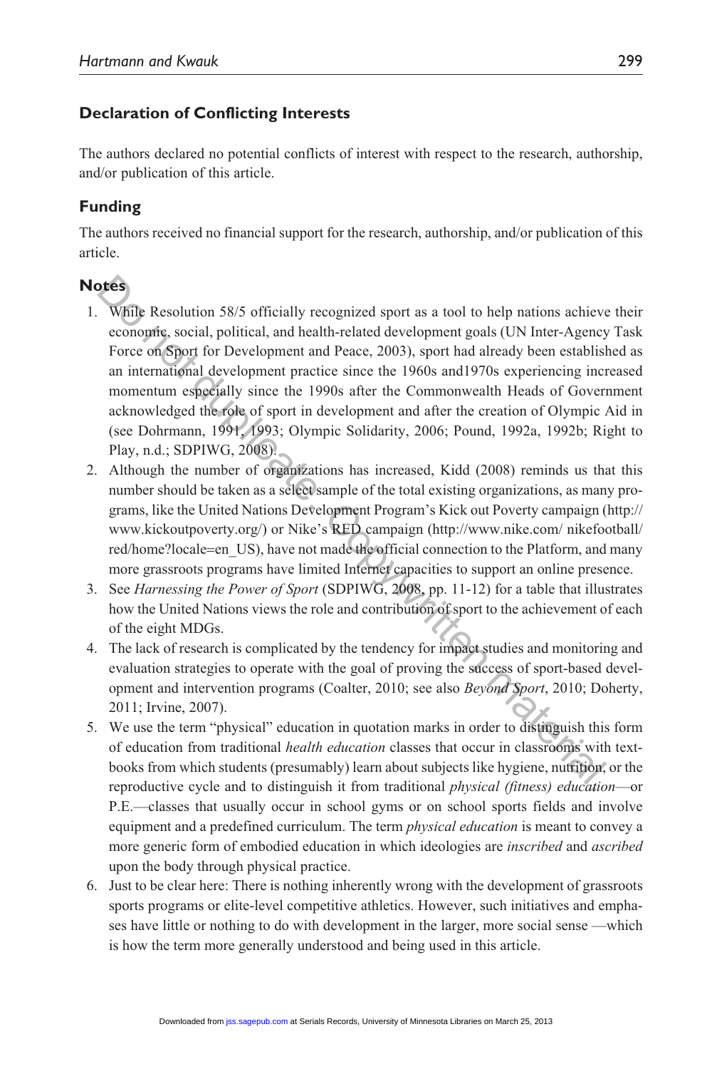### Declaration of Conflicting Interests

The authors declared no potential conflicts of interest with respect to the research, authorship, and/or publication of this article.

### Funding

The authors received no financial support for the research, authorship, and/or publication of this article.

### Notes

1. While Resolution 58/5 officially recognized sport as a tool to help nations achieve their economic, social, political, and health-related development goals (UN Inter-Agency Task Force on Sport for Development and Peace, 2003), sport had already been established as an international development practice since the 1960s and1970s experiencing increased momentum especially since the 1990s after the Commonwealth Heads of Government acknowledged the role of sport in development and after the creation of Olympic Aid in (see Dohrmann, 1991, 1993; Olympic Solidarity, 2006; Pound, 1992a, 1992b; Right to Play, n.d.; SDPIWG, 2008).
2. Although the number of organizations has increased, Kidd (2008) reminds us that this number should be taken as a select sample of the total existing organizations, as many programs, like the United Nations Development Program's Kick out Poverty campaign (http://www.kickoutpoverty.org/) or Nike's RED campaign (http://www.nike.com/ nikefootball/red/home?locale=en_US), have not made the official connection to the Platform, and many more grassroots programs have limited Internet capacities to support an online presence.
3. See *Harnessing the Power of Sport* (SDPIWG, 2008, pp. 11-12) for a table that illustrates how the United Nations views the role and contribution of sport to the achievement of each of the eight MDGs.
4. The lack of research is complicated by the tendency for impact studies and monitoring and evaluation strategies to operate with the goal of proving the success of sport-based development and intervention programs (Coalter, 2010; see also *Beyond Sport*, 2010; Doherty, 2011; Irvine, 2007).
5. We use the term "physical" education in quotation marks in order to distinguish this form of education from traditional *health education* classes that occur in classrooms with textbooks from which students (presumably) learn about subjects like hygiene, nutrition, or the reproductive cycle and to distinguish it from traditional *physical (fitness) education*—or P.E.—classes that usually occur in school gyms or on school sports fields and involve equipment and a predefined curriculum. The term *physical education* is meant to convey a more generic form of embodied education in which ideologies are *inscribed* and *ascribed* upon the body through physical practice.
6. Just to be clear here: There is nothing inherently wrong with the development of grassroots sports programs or elite-level competitive athletics. However, such initiatives and emphases have little or nothing to do with development in the larger, more social sense —which is how the term more generally understood and being used in this article.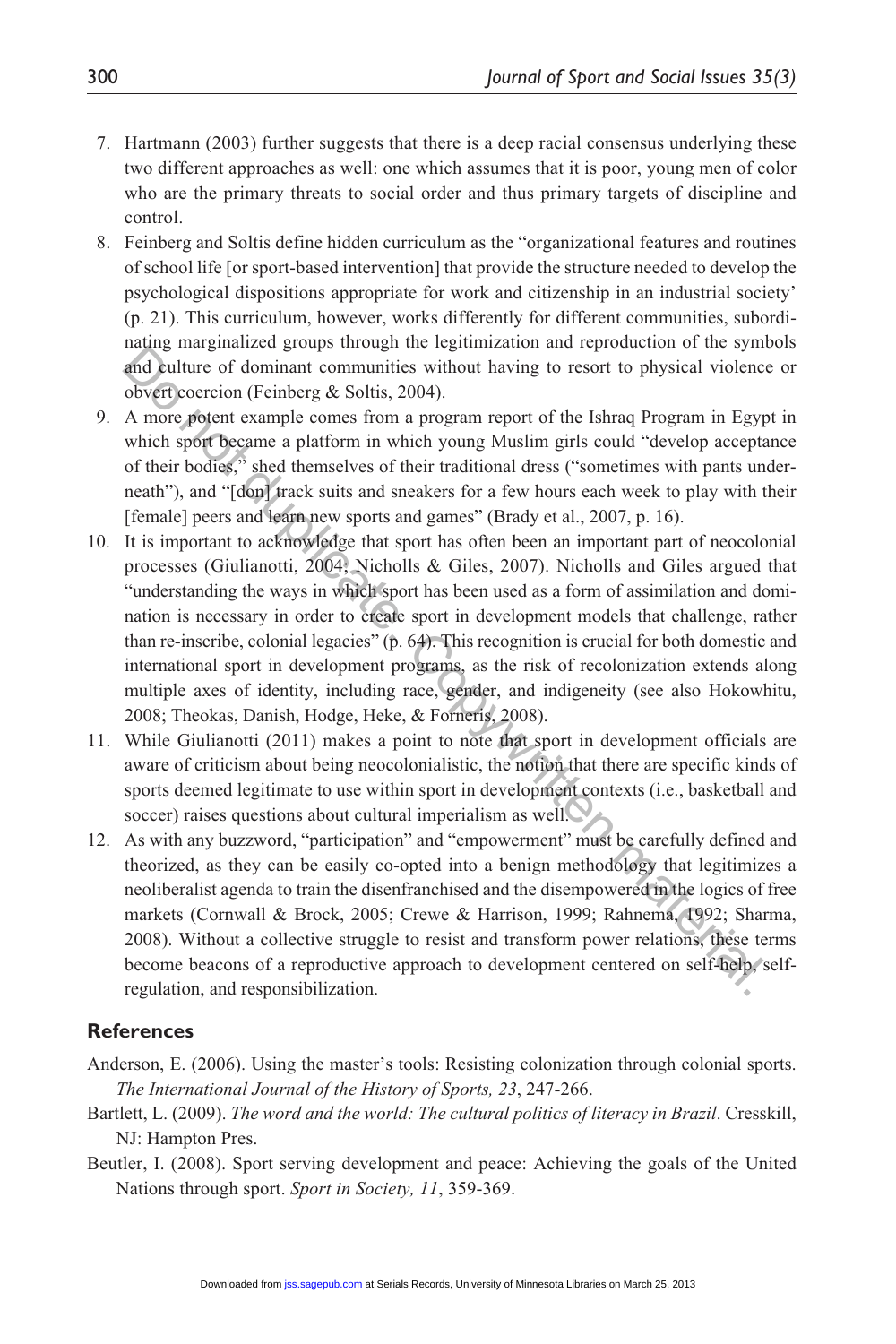7. Hartmann (2003) further suggests that there is a deep racial consensus underlying these two different approaches as well: one which assumes that it is poor, young men of color who are the primary threats to social order and thus primary targets of discipline and control.
8. Feinberg and Soltis define hidden curriculum as the "organizational features and routines of school life [or sport-based intervention] that provide the structure needed to develop the psychological dispositions appropriate for work and citizenship in an industrial society' (p. 21). This curriculum, however, works differently for different communities, subordinating marginalized groups through the legitimization and reproduction of the symbols and culture of dominant communities without having to resort to physical violence or obvert coercion (Feinberg & Soltis, 2004).
9. A more potent example comes from a program report of the Ishraq Program in Egypt in which sport became a platform in which young Muslim girls could "develop acceptance of their bodies," shed themselves of their traditional dress ("sometimes with pants underneath"), and "[don] track suits and sneakers for a few hours each week to play with their [female] peers and learn new sports and games" (Brady et al., 2007, p. 16).
10. It is important to acknowledge that sport has often been an important part of neocolonial processes (Giulianotti, 2004; Nicholls & Giles, 2007). Nicholls and Giles argued that "understanding the ways in which sport has been used as a form of assimilation and domination is necessary in order to create sport in development models that challenge, rather than re-inscribe, colonial legacies" (p. 64). This recognition is crucial for both domestic and international sport in development programs, as the risk of recolonization extends along multiple axes of identity, including race, gender, and indigeneity (see also Hokowhitu, 2008; Theokas, Danish, Hodge, Heke, & Forneris, 2008).
11. While Giulianotti (2011) makes a point to note that sport in development officials are aware of criticism about being neocolonialistic, the notion that there are specific kinds of sports deemed legitimate to use within sport in development contexts (i.e., basketball and soccer) raises questions about cultural imperialism as well.
12. As with any buzzword, "participation" and "empowerment" must be carefully defined and theorized, as they can be easily co-opted into a benign methodology that legitimizes a neoliberalist agenda to train the disenfranchised and the disempowered in the logics of free markets (Cornwall & Brock, 2005; Crewe & Harrison, 1999; Rahnema, 1992; Sharma, 2008). Without a collective struggle to resist and transform power relations, these terms become beacons of a reproductive approach to development centered on self-help, self-regulation, and responsibilization.

## References

Anderson, E. (2006). Using the master's tools: Resisting colonization through colonial sports. *The International Journal of the History of Sports, 23*, 247-266.

Bartlett, L. (2009). *The word and the world: The cultural politics of literacy in Brazil*. Cresskill, NJ: Hampton Pres.

Beutler, I. (2008). Sport serving development and peace: Achieving the goals of the United Nations through sport. *Sport in Society, 11*, 359-369.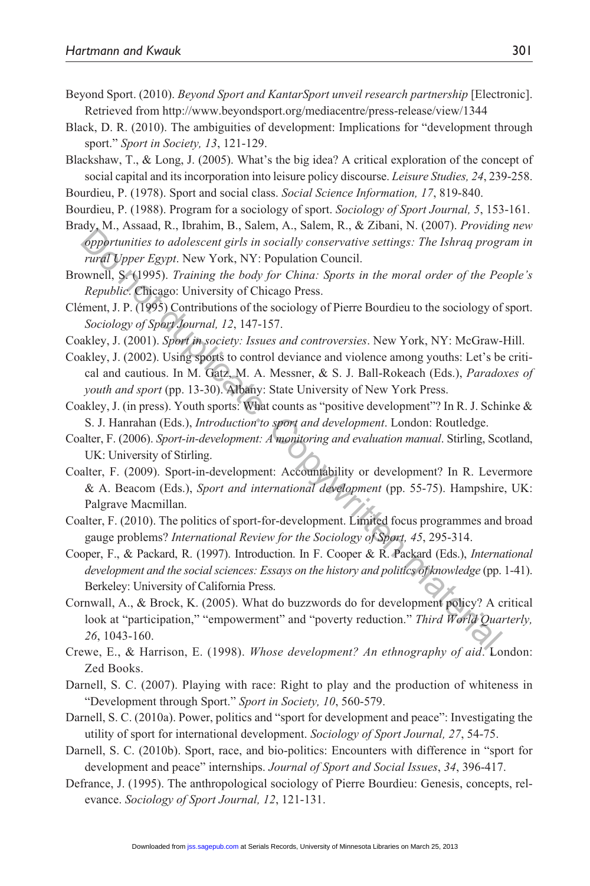Beyond Sport. (2010). *Beyond Sport and KantarSport unveil research partnership* [Electronic]. Retrieved from http://www.beyondsport.org/mediacentre/press-release/view/1344

Black, D. R. (2010). The ambiguities of development: Implications for "development through sport." *Sport in Society, 13*, 121-129.

Blackshaw, T., & Long, J. (2005). What's the big idea? A critical exploration of the concept of social capital and its incorporation into leisure policy discourse. *Leisure Studies, 24*, 239-258.

Bourdieu, P. (1978). Sport and social class. *Social Science Information, 17*, 819-840.

Bourdieu, P. (1988). Program for a sociology of sport. *Sociology of Sport Journal, 5*, 153-161.

Brady, M., Assaad, R., Ibrahim, B., Salem, A., Salem, R., & Zibani, N. (2007). *Providing new opportunities to adolescent girls in socially conservative settings: The Ishraq program in rural Upper Egypt*. New York, NY: Population Council.

Brownell, S. (1995). *Training the body for China: Sports in the moral order of the People's Republic*. Chicago: University of Chicago Press.

Clément, J. P. (1995) Contributions of the sociology of Pierre Bourdieu to the sociology of sport. *Sociology of Sport Journal, 12*, 147-157.

Coakley, J. (2001). *Sport in society: Issues and controversies*. New York, NY: McGraw-Hill.

Coakley, J. (2002). Using sports to control deviance and violence among youths: Let's be critical and cautious. In M. Gatz, M. A. Messner, & S. J. Ball-Rokeach (Eds.), *Paradoxes of youth and sport* (pp. 13-30). Albany: State University of New York Press.

Coakley, J. (in press). Youth sports: What counts as "positive development"? In R. J. Schinke & S. J. Hanrahan (Eds.), *Introduction to sport and development*. London: Routledge.

Coalter, F. (2006). *Sport-in-development: A monitoring and evaluation manual*. Stirling, Scotland, UK: University of Stirling.

Coalter, F. (2009). Sport-in-development: Accountability or development? In R. Levermore & A. Beacom (Eds.), *Sport and international development* (pp. 55-75). Hampshire, UK: Palgrave Macmillan.

Coalter, F. (2010). The politics of sport-for-development. Limited focus programmes and broad gauge problems? *International Review for the Sociology of Sport, 45*, 295-314.

Cooper, F., & Packard, R. (1997). Introduction. In F. Cooper & R. Packard (Eds.), *International development and the social sciences: Essays on the history and politics of knowledge* (pp. 1-41). Berkeley: University of California Press.

Cornwall, A., & Brock, K. (2005). What do buzzwords do for development policy? A critical look at "participation," "empowerment" and "poverty reduction." *Third World Quarterly, 26*, 1043-160.

Crewe, E., & Harrison, E. (1998). *Whose development? An ethnography of aid*. London: Zed Books.

Darnell, S. C. (2007). Playing with race: Right to play and the production of whiteness in "Development through Sport." *Sport in Society, 10*, 560-579.

Darnell, S. C. (2010a). Power, politics and "sport for development and peace": Investigating the utility of sport for international development. *Sociology of Sport Journal, 27*, 54-75.

Darnell, S. C. (2010b). Sport, race, and bio-politics: Encounters with difference in "sport for development and peace" internships. *Journal of Sport and Social Issues, 34*, 396-417.

Defrance, J. (1995). The anthropological sociology of Pierre Bourdieu: Genesis, concepts, relevance. *Sociology of Sport Journal, 12*, 121-131.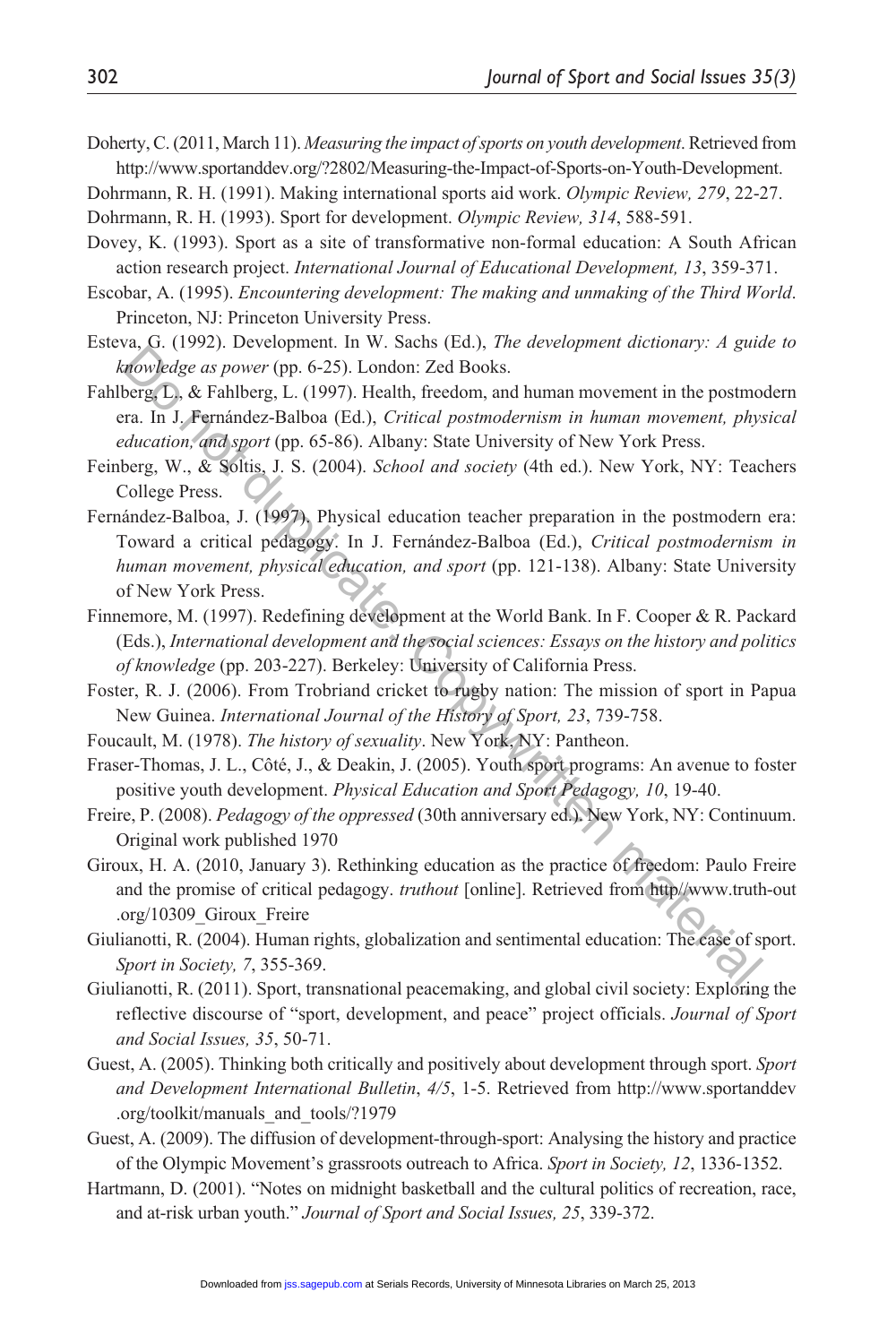Doherty, C. (2011, March 11). *Measuring the impact of sports on youth development*. Retrieved from http://www.sportanddev.org/?2802/Measuring-the-Impact-of-Sports-on-Youth-Development.

Dohrmann, R. H. (1991). Making international sports aid work. *Olympic Review, 279*, 22-27.

Dohrmann, R. H. (1993). Sport for development. *Olympic Review, 314*, 588-591.

Dovey, K. (1993). Sport as a site of transformative non-formal education: A South African action research project. *International Journal of Educational Development, 13*, 359-371.

Escobar, A. (1995). *Encountering development: The making and unmaking of the Third World*. Princeton, NJ: Princeton University Press.

Esteva, G. (1992). Development. In W. Sachs (Ed.), *The development dictionary: A guide to knowledge as power* (pp. 6-25). London: Zed Books.

Fahlberg, L., & Fahlberg, L. (1997). Health, freedom, and human movement in the postmodern era. In J. Fernández-Balboa (Ed.), *Critical postmodernism in human movement, physical education, and sport* (pp. 65-86). Albany: State University of New York Press.

Feinberg, W., & Soltis, J. S. (2004). *School and society* (4th ed.). New York, NY: Teachers College Press.

Fernández-Balboa, J. (1997). Physical education teacher preparation in the postmodern era: Toward a critical pedagogy. In J. Fernández-Balboa (Ed.), *Critical postmodernism in human movement, physical education, and sport* (pp. 121-138). Albany: State University of New York Press.

Finnemore, M. (1997). Redefining development at the World Bank. In F. Cooper & R. Packard (Eds.), *International development and the social sciences: Essays on the history and politics of knowledge* (pp. 203-227). Berkeley: University of California Press.

Foster, R. J. (2006). From Trobriand cricket to rugby nation: The mission of sport in Papua New Guinea. *International Journal of the History of Sport, 23*, 739-758.

Foucault, M. (1978). *The history of sexuality*. New York, NY: Pantheon.

Fraser-Thomas, J. L., Côté, J., & Deakin, J. (2005). Youth sport programs: An avenue to foster positive youth development. *Physical Education and Sport Pedagogy, 10*, 19-40.

Freire, P. (2008). *Pedagogy of the oppressed* (30th anniversary ed.). New York, NY: Continuum. Original work published 1970

Giroux, H. A. (2010, January 3). Rethinking education as the practice of freedom: Paulo Freire and the promise of critical pedagogy. *truthout* [online]. Retrieved from http//www.truth-out.org/10309_Giroux_Freire

Giulianotti, R. (2004). Human rights, globalization and sentimental education: The case of sport. *Sport in Society, 7*, 355-369.

Giulianotti, R. (2011). Sport, transnational peacemaking, and global civil society: Exploring the reflective discourse of "sport, development, and peace" project officials. *Journal of Sport and Social Issues, 35*, 50-71.

Guest, A. (2005). Thinking both critically and positively about development through sport. *Sport and Development International Bulletin*, *4/5*, 1-5. Retrieved from http://www.sportanddev.org/toolkit/manuals_and_tools/?1979

Guest, A. (2009). The diffusion of development-through-sport: Analysing the history and practice of the Olympic Movement's grassroots outreach to Africa. *Sport in Society, 12*, 1336-1352.

Hartmann, D. (2001). "Notes on midnight basketball and the cultural politics of recreation, race, and at-risk urban youth." *Journal of Sport and Social Issues, 25*, 339-372.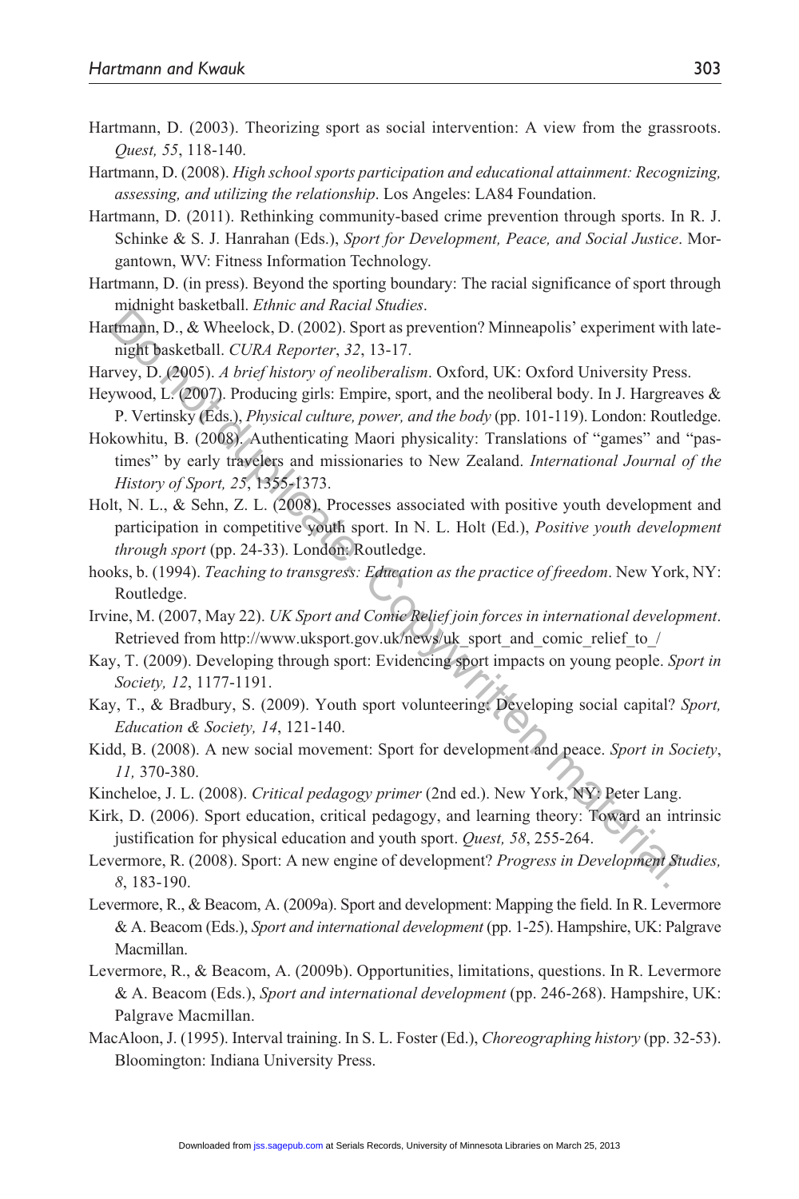Hartmann, D. (2003). Theorizing sport as social intervention: A view from the grassroots. *Quest, 55*, 118-140.

Hartmann, D. (2008). *High school sports participation and educational attainment: Recognizing, assessing, and utilizing the relationship*. Los Angeles: LA84 Foundation.

Hartmann, D. (2011). Rethinking community-based crime prevention through sports. In R. J. Schinke & S. J. Hanrahan (Eds.), *Sport for Development, Peace, and Social Justice*. Morgantown, WV: Fitness Information Technology.

Hartmann, D. (in press). Beyond the sporting boundary: The racial significance of sport through midnight basketball. *Ethnic and Racial Studies*.

Hartmann, D., & Wheelock, D. (2002). Sport as prevention? Minneapolis' experiment with late-night basketball. *CURA Reporter*, *32*, 13-17.

Harvey, D. (2005). *A brief history of neoliberalism*. Oxford, UK: Oxford University Press.

Heywood, L. (2007). Producing girls: Empire, sport, and the neoliberal body. In J. Hargreaves & P. Vertinsky (Eds.), *Physical culture, power, and the body* (pp. 101-119). London: Routledge.

Hokowhitu, B. (2008). Authenticating Maori physicality: Translations of "games" and "pastimes" by early travelers and missionaries to New Zealand. *International Journal of the History of Sport, 25*, 1355-1373.

Holt, N. L., & Sehn, Z. L. (2008). Processes associated with positive youth development and participation in competitive youth sport. In N. L. Holt (Ed.), *Positive youth development through sport* (pp. 24-33). London: Routledge.

hooks, b. (1994). *Teaching to transgress: Education as the practice of freedom*. New York, NY: Routledge.

Irvine, M. (2007, May 22). *UK Sport and Comic Relief join forces in international development*. Retrieved from http://www.uksport.gov.uk/news/uk_sport_and_comic_relief_to_/

Kay, T. (2009). Developing through sport: Evidencing sport impacts on young people. *Sport in Society, 12*, 1177-1191.

Kay, T., & Bradbury, S. (2009). Youth sport volunteering: Developing social capital? *Sport, Education & Society, 14*, 121-140.

Kidd, B. (2008). A new social movement: Sport for development and peace. *Sport in Society*, *11,* 370-380.

Kincheloe, J. L. (2008). *Critical pedagogy primer* (2nd ed.). New York, NY: Peter Lang.

Kirk, D. (2006). Sport education, critical pedagogy, and learning theory: Toward an intrinsic justification for physical education and youth sport. *Quest, 58*, 255-264.

Levermore, R. (2008). Sport: A new engine of development? *Progress in Development Studies, 8*, 183-190.

Levermore, R., & Beacom, A. (2009a). Sport and development: Mapping the field. In R. Levermore & A. Beacom (Eds.), *Sport and international development* (pp. 1-25). Hampshire, UK: Palgrave Macmillan.

Levermore, R., & Beacom, A. (2009b). Opportunities, limitations, questions. In R. Levermore & A. Beacom (Eds.), *Sport and international development* (pp. 246-268). Hampshire, UK: Palgrave Macmillan.

MacAloon, J. (1995). Interval training. In S. L. Foster (Ed.), *Choreographing history* (pp. 32-53). Bloomington: Indiana University Press.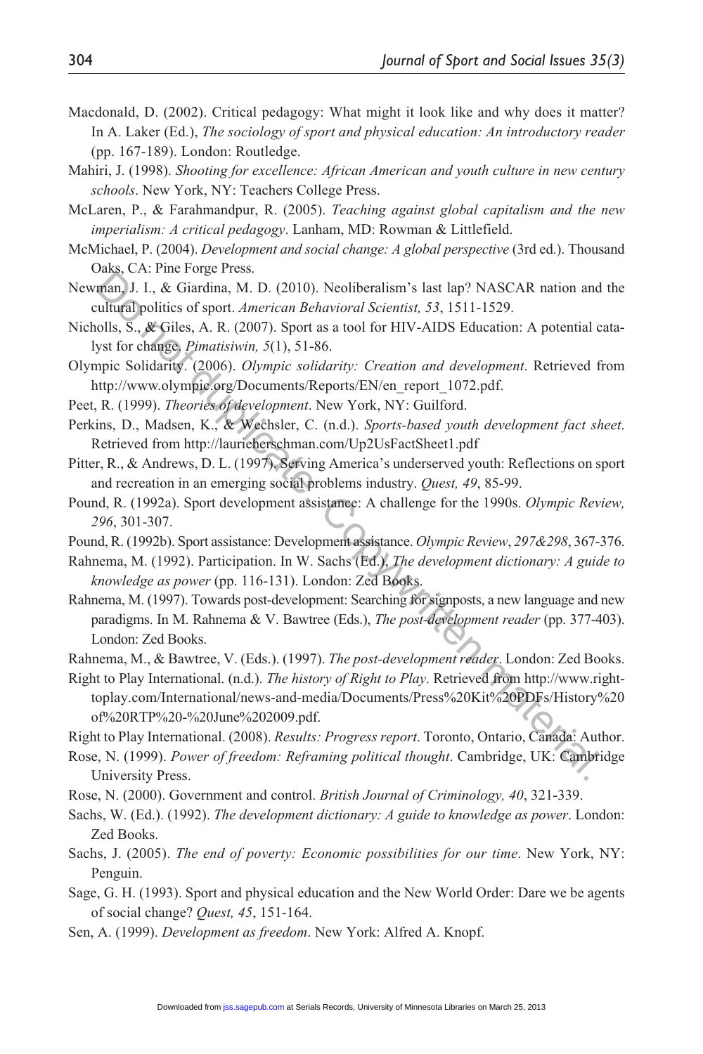Macdonald, D. (2002). Critical pedagogy: What might it look like and why does it matter? In A. Laker (Ed.), *The sociology of sport and physical education: An introductory reader* (pp. 167-189). London: Routledge.

Mahiri, J. (1998). *Shooting for excellence: African American and youth culture in new century schools*. New York, NY: Teachers College Press.

McLaren, P., & Farahmandpur, R. (2005). *Teaching against global capitalism and the new imperialism: A critical pedagogy*. Lanham, MD: Rowman & Littlefield.

McMichael, P. (2004). *Development and social change: A global perspective* (3rd ed.). Thousand Oaks, CA: Pine Forge Press.

Newman, J. I., & Giardina, M. D. (2010). Neoliberalism's last lap? NASCAR nation and the cultural politics of sport. *American Behavioral Scientist, 53*, 1511-1529.

Nicholls, S., & Giles, A. R. (2007). Sport as a tool for HIV-AIDS Education: A potential catalyst for change. *Pimatisiwin, 5*(1), 51-86.

Olympic Solidarity. (2006). *Olympic solidarity: Creation and development*. Retrieved from http://www.olympic.org/Documents/Reports/EN/en_report_1072.pdf.

Peet, R. (1999). *Theories of development*. New York, NY: Guilford.

Perkins, D., Madsen, K., & Wechsler, C. (n.d.). *Sports-based youth development fact sheet*. Retrieved from http://laurieherschman.com/Up2UsFactSheet1.pdf

Pitter, R., & Andrews, D. L. (1997). Serving America's underserved youth: Reflections on sport and recreation in an emerging social problems industry. *Quest, 49*, 85-99.

Pound, R. (1992a). Sport development assistance: A challenge for the 1990s. *Olympic Review, 296*, 301-307.

Pound, R. (1992b). Sport assistance: Development assistance. *Olympic Review*, *297&298*, 367-376.

Rahnema, M. (1992). Participation. In W. Sachs (Ed.), *The development dictionary: A guide to knowledge as power* (pp. 116-131). London: Zed Books.

Rahnema, M. (1997). Towards post-development: Searching for signposts, a new language and new paradigms. In M. Rahnema & V. Bawtree (Eds.), *The post-development reader* (pp. 377-403). London: Zed Books.

Rahnema, M., & Bawtree, V. (Eds.). (1997). *The post-development reader*. London: Zed Books.

Right to Play International. (n.d.). *The history of Right to Play*. Retrieved from http://www.righttoplay.com/International/news-and-media/Documents/Press%20Kit%20PDFs/History%20of%20RTP%20-%20June%202009.pdf.

Right to Play International. (2008). *Results: Progress report*. Toronto, Ontario, Canada: Author.

Rose, N. (1999). *Power of freedom: Reframing political thought*. Cambridge, UK: Cambridge University Press.

Rose, N. (2000). Government and control. *British Journal of Criminology, 40*, 321-339.

Sachs, W. (Ed.). (1992). *The development dictionary: A guide to knowledge as power*. London: Zed Books.

Sachs, J. (2005). *The end of poverty: Economic possibilities for our time*. New York, NY: Penguin.

Sage, G. H. (1993). Sport and physical education and the New World Order: Dare we be agents of social change? *Quest, 45*, 151-164.

Sen, A. (1999). *Development as freedom*. New York: Alfred A. Knopf.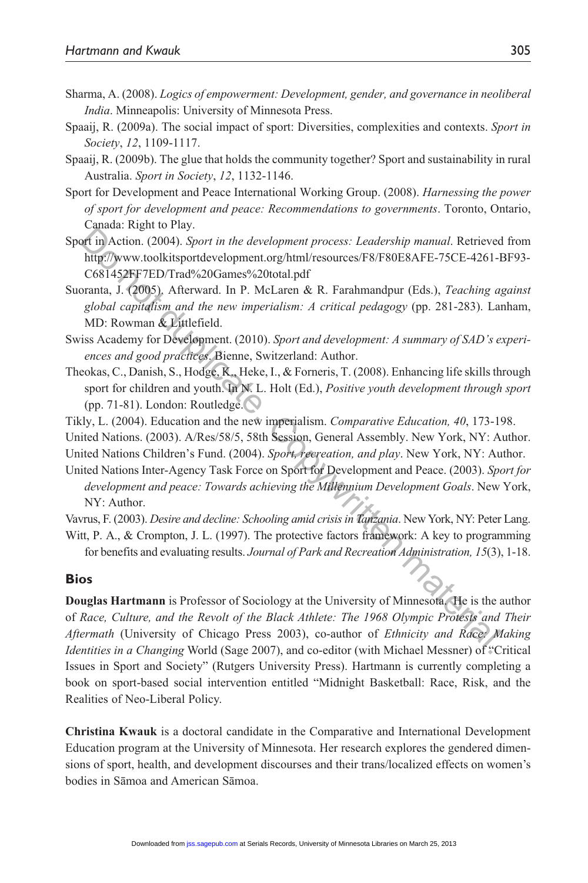Sharma, A. (2008). *Logics of empowerment: Development, gender, and governance in neoliberal India*. Minneapolis: University of Minnesota Press.

Spaaij, R. (2009a). The social impact of sport: Diversities, complexities and contexts. *Sport in Society*, *12*, 1109-1117.

Spaaij, R. (2009b). The glue that holds the community together? Sport and sustainability in rural Australia. *Sport in Society*, *12*, 1132-1146.

Sport for Development and Peace International Working Group. (2008). *Harnessing the power of sport for development and peace: Recommendations to governments*. Toronto, Ontario, Canada: Right to Play.

Sport in Action. (2004). *Sport in the development process: Leadership manual*. Retrieved from http://www.toolkitsportdevelopment.org/html/resources/F8/F80E8AFE-75CE-4261-BF93-C681452FF7ED/Trad%20Games%20total.pdf

Suoranta, J. (2005). Afterward. In P. McLaren & R. Farahmandpur (Eds.), *Teaching against global capitalism and the new imperialism: A critical pedagogy* (pp. 281-283). Lanham, MD: Rowman & Littlefield.

Swiss Academy for Development. (2010). *Sport and development: A summary of SAD's experiences and good practices*. Bienne, Switzerland: Author.

Theokas, C., Danish, S., Hodge, K., Heke, I., & Forneris, T. (2008). Enhancing life skills through sport for children and youth. In N. L. Holt (Ed.), *Positive youth development through sport* (pp. 71-81). London: Routledge.

Tikly, L. (2004). Education and the new imperialism. *Comparative Education, 40*, 173-198.

United Nations. (2003). A/Res/58/5, 58th Session, General Assembly. New York, NY: Author.

United Nations Children's Fund. (2004). *Sport, recreation, and play*. New York, NY: Author.

United Nations Inter-Agency Task Force on Sport for Development and Peace. (2003). *Sport for development and peace: Towards achieving the Millennium Development Goals*. New York, NY: Author.

Vavrus, F. (2003). *Desire and decline: Schooling amid crisis in Tanzania*. New York, NY: Peter Lang.

Witt, P. A., & Crompton, J. L. (1997). The protective factors framework: A key to programming for benefits and evaluating results. *Journal of Park and Recreation Administration, 15*(3), 1-18.

## Bios

**Douglas Hartmann** is Professor of Sociology at the University of Minnesota. He is the author of *Race, Culture, and the Revolt of the Black Athlete: The 1968 Olympic Protests and Their Aftermath* (University of Chicago Press 2003), co-author of *Ethnicity and Race: Making Identities in a Changing* World (Sage 2007), and co-editor (with Michael Messner) of "Critical Issues in Sport and Society" (Rutgers University Press). Hartmann is currently completing a book on sport-based social intervention entitled "Midnight Basketball: Race, Risk, and the Realities of Neo-Liberal Policy.

**Christina Kwauk** is a doctoral candidate in the Comparative and International Development Education program at the University of Minnesota. Her research explores the gendered dimensions of sport, health, and development discourses and their trans/localized effects on women's bodies in Sāmoa and American Sāmoa.